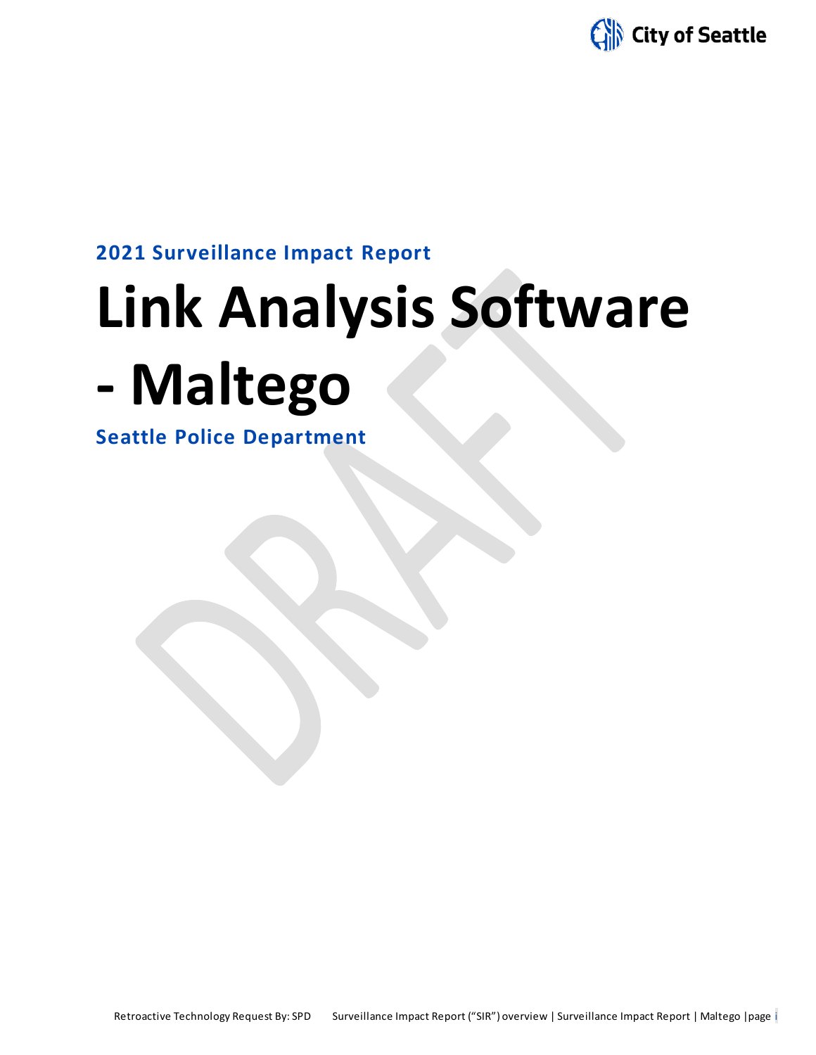City of Seattle

**2021 Surveillance Impact Report**

# Link Analysis Software - Maltego

**Seattle Police Department**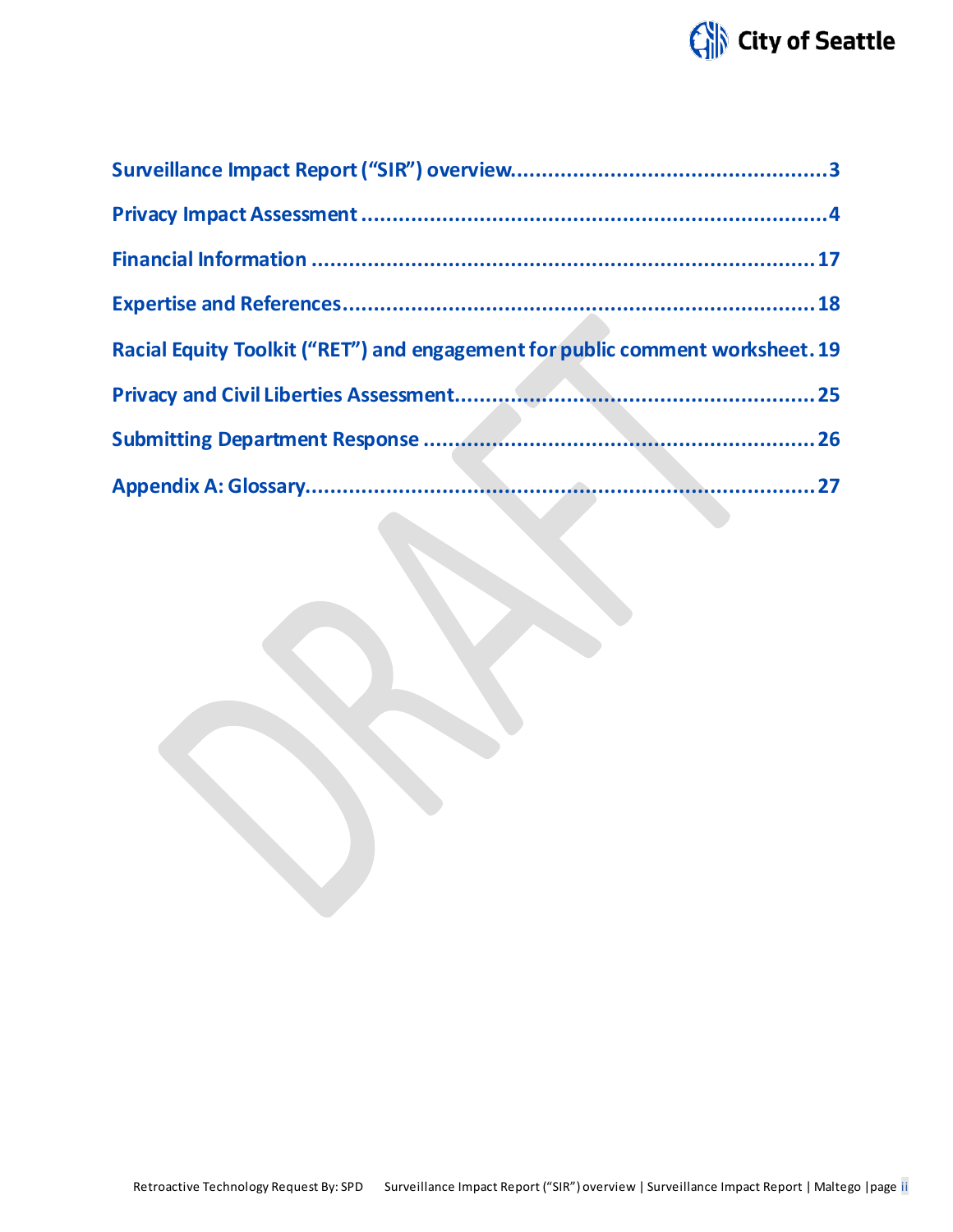**Surveillance Impact Report ("SIR") overview** ........................................................ 3

**Privacy Impact Assessment** ........................................................................................ 4

**Financial Information** ................................................................................................. 17

**Expertise and References** ........................................................................................... 18

**Racial Equity Toolkit ("RET") and engagement for public comment worksheet** . 19

**Privacy and Civil Liberties Assessment** ..................................................................... 25

**Submitting Department Response** ............................................................................. 26

**Appendix A: Glossary** .................................................................................................. 27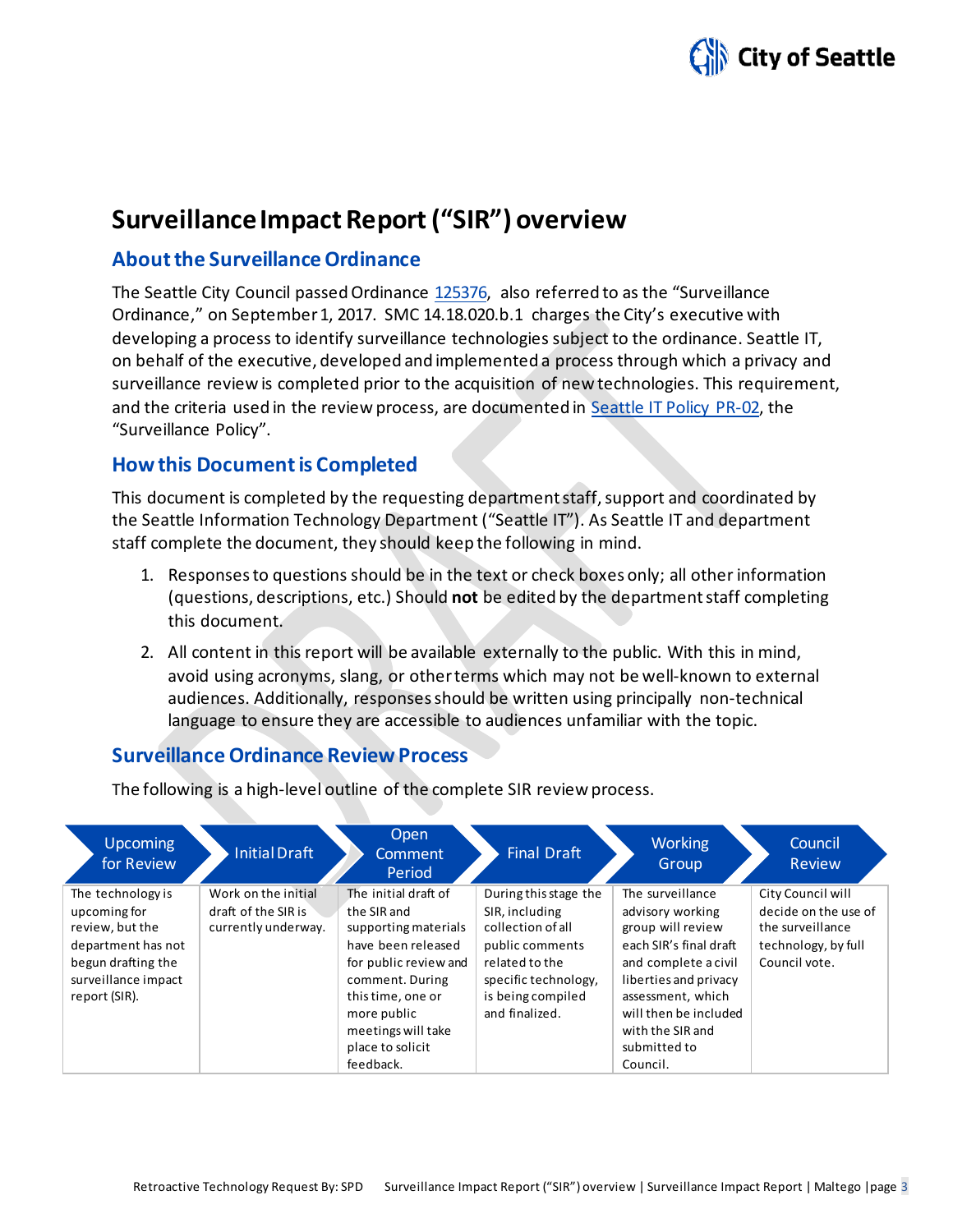# Surveillance Impact Report ("SIR") overview

## About the Surveillance Ordinance

The Seattle City Council passed Ordinance 125376, also referred to as the "Surveillance Ordinance," on September 1, 2017. SMC 14.18.020.b.1 charges the City's executive with developing a process to identify surveillance technologies subject to the ordinance. Seattle IT, on behalf of the executive, developed and implemented a process through which a privacy and surveillance review is completed prior to the acquisition of new technologies. This requirement, and the criteria used in the review process, are documented in Seattle IT Policy PR-02, the "Surveillance Policy".

## How this Document is Completed

This document is completed by the requesting department staff, support and coordinated by the Seattle Information Technology Department ("Seattle IT"). As Seattle IT and department staff complete the document, they should keep the following in mind.

1. Responses to questions should be in the text or check boxes only; all other information (questions, descriptions, etc.) Should **not** be edited by the department staff completing this document.
2. All content in this report will be available externally to the public. With this in mind, avoid using acronyms, slang, or other terms which may not be well-known to external audiences. Additionally, responses should be written using principally non-technical language to ensure they are accessible to audiences unfamiliar with the topic.

## Surveillance Ordinance Review Process

The following is a high-level outline of the complete SIR review process.

| Upcoming for Review | Initial Draft | Open Comment Period | Final Draft | Working Group | Council Review |
|---|---|---|---|---|---|
| The technology is upcoming for review, but the department has not begun drafting the surveillance impact report (SIR). | Work on the initial draft of the SIR is currently underway. | The initial draft of the SIR and supporting materials have been released for public review and comment. During this time, one or more public meetings will take place to solicit feedback. | During this stage the SIR, including collection of all public comments related to the specific technology, is being compiled and finalized. | The surveillance advisory working group will review each SIR's final draft and complete a civil liberties and privacy assessment, which will then be included with the SIR and submitted to Council. | City Council will decide on the use of the surveillance technology, by full Council vote. |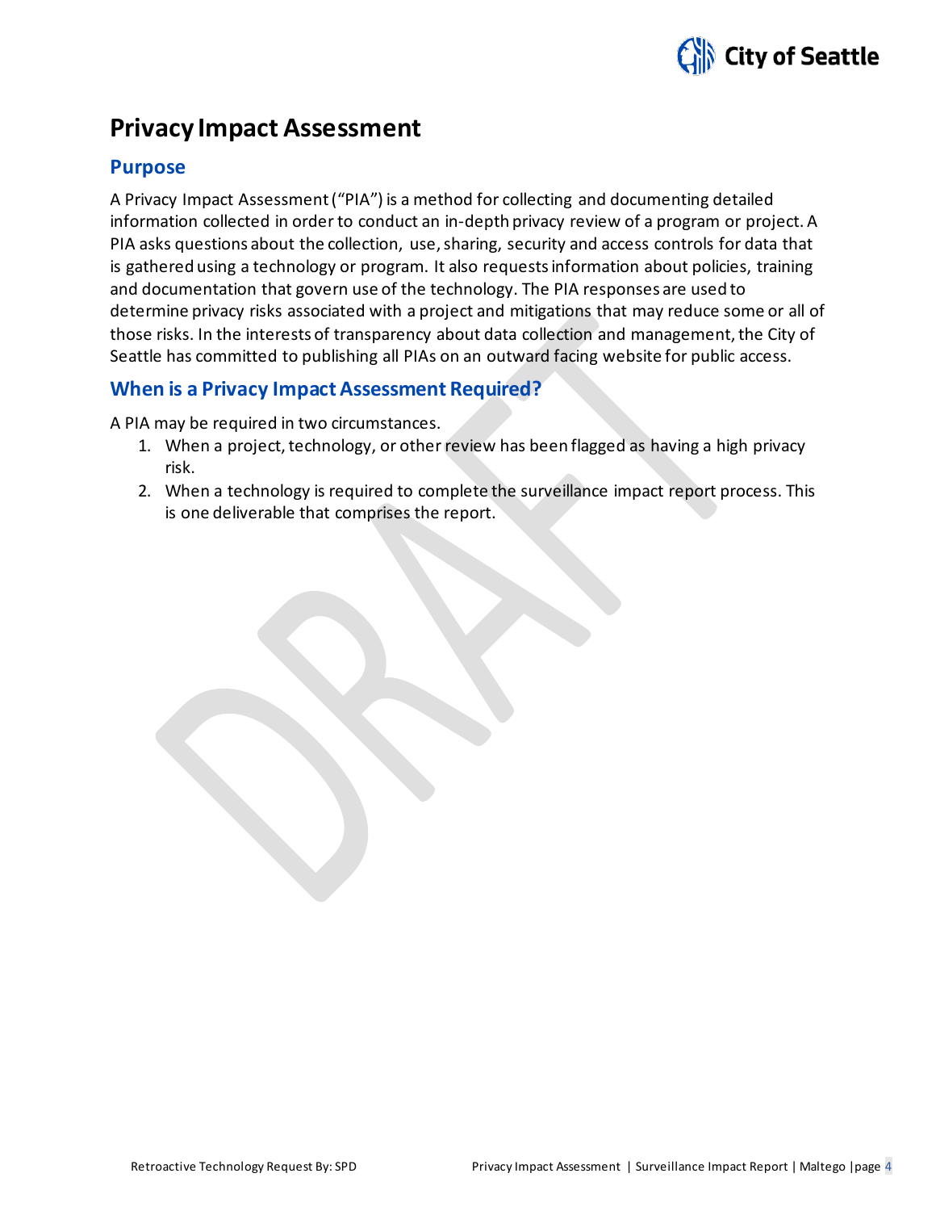# Privacy Impact Assessment

## Purpose

A Privacy Impact Assessment ("PIA") is a method for collecting and documenting detailed information collected in order to conduct an in-depth privacy review of a program or project. A PIA asks questions about the collection, use, sharing, security and access controls for data that is gathered using a technology or program. It also requests information about policies, training and documentation that govern use of the technology. The PIA responses are used to determine privacy risks associated with a project and mitigations that may reduce some or all of those risks. In the interests of transparency about data collection and management, the City of Seattle has committed to publishing all PIAs on an outward facing website for public access.

## When is a Privacy Impact Assessment Required?

A PIA may be required in two circumstances.

1. When a project, technology, or other review has been flagged as having a high privacy risk.
2. When a technology is required to complete the surveillance impact report process. This is one deliverable that comprises the report.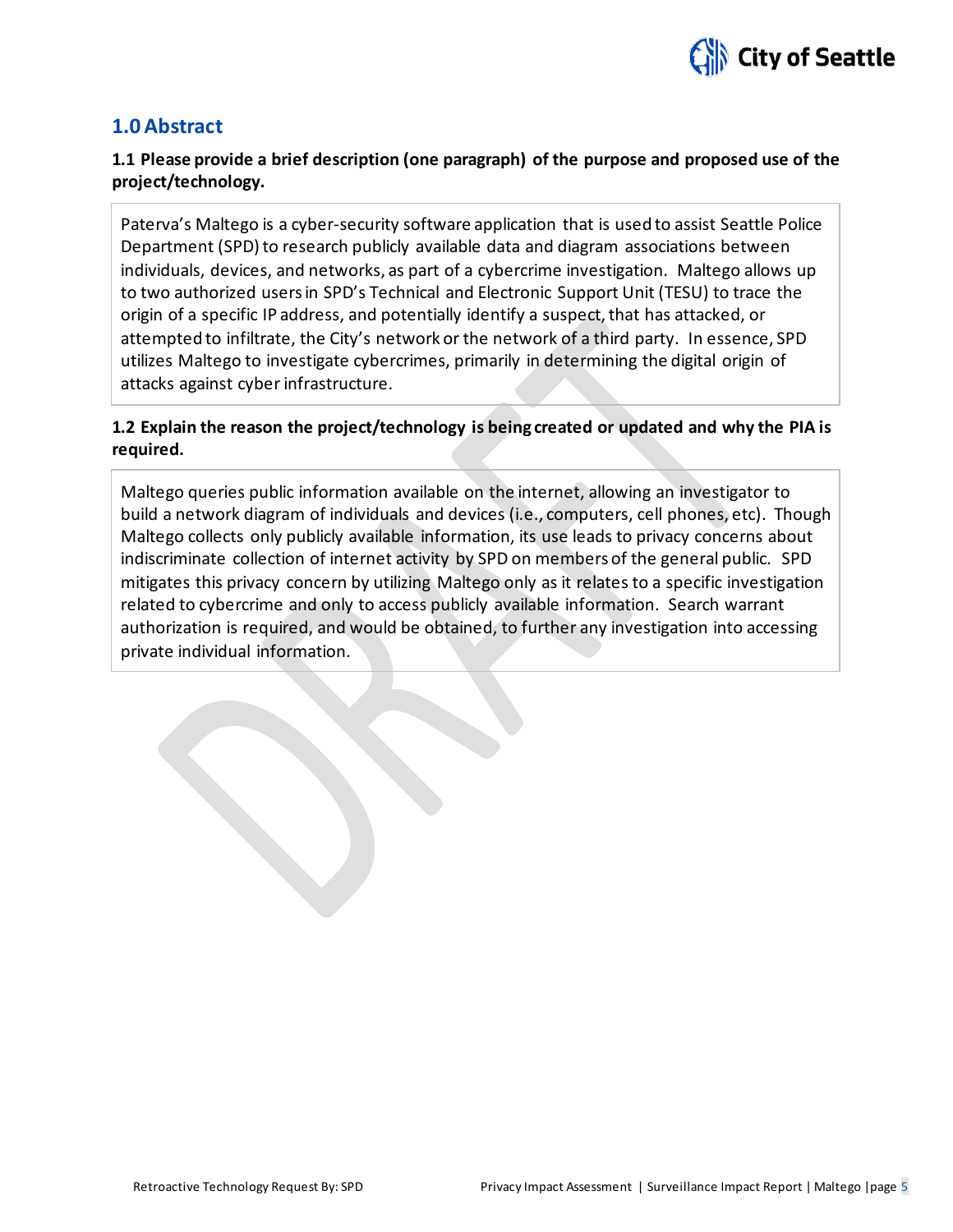## 1.0 Abstract

**1.1 Please provide a brief description (one paragraph) of the purpose and proposed use of the project/technology.**

Paterva's Maltego is a cyber-security software application that is used to assist Seattle Police Department (SPD) to research publicly available data and diagram associations between individuals, devices, and networks, as part of a cybercrime investigation. Maltego allows up to two authorized users in SPD's Technical and Electronic Support Unit (TESU) to trace the origin of a specific IP address, and potentially identify a suspect, that has attacked, or attempted to infiltrate, the City's network or the network of a third party. In essence, SPD utilizes Maltego to investigate cybercrimes, primarily in determining the digital origin of attacks against cyber infrastructure.

**1.2 Explain the reason the project/technology is being created or updated and why the PIA is required.**

Maltego queries public information available on the internet, allowing an investigator to build a network diagram of individuals and devices (i.e., computers, cell phones, etc). Though Maltego collects only publicly available information, its use leads to privacy concerns about indiscriminate collection of internet activity by SPD on members of the general public. SPD mitigates this privacy concern by utilizing Maltego only as it relates to a specific investigation related to cybercrime and only to access publicly available information. Search warrant authorization is required, and would be obtained, to further any investigation into accessing private individual information.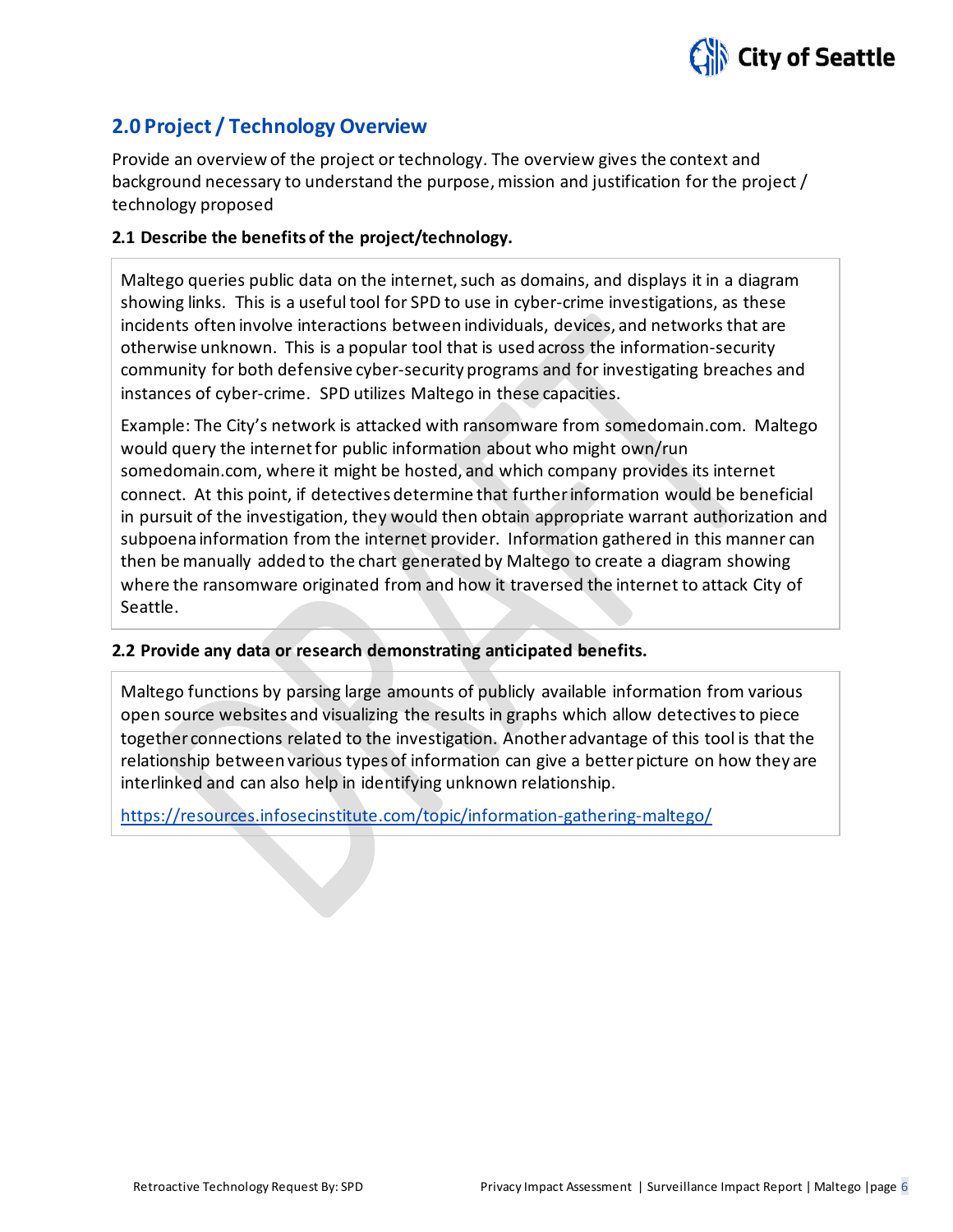## 2.0 Project / Technology Overview

Provide an overview of the project or technology. The overview gives the context and background necessary to understand the purpose, mission and justification for the project / technology proposed

### 2.1 Describe the benefits of the project/technology.

Maltego queries public data on the internet, such as domains, and displays it in a diagram showing links. This is a useful tool for SPD to use in cyber-crime investigations, as these incidents often involve interactions between individuals, devices, and networks that are otherwise unknown. This is a popular tool that is used across the information-security community for both defensive cyber-security programs and for investigating breaches and instances of cyber-crime. SPD utilizes Maltego in these capacities.

Example: The City's network is attacked with ransomware from somedomain.com. Maltego would query the internet for public information about who might own/run somedomain.com, where it might be hosted, and which company provides its internet connect. At this point, if detectives determine that further information would be beneficial in pursuit of the investigation, they would then obtain appropriate warrant authorization and subpoena information from the internet provider. Information gathered in this manner can then be manually added to the chart generated by Maltego to create a diagram showing where the ransomware originated from and how it traversed the internet to attack City of Seattle.

### 2.2 Provide any data or research demonstrating anticipated benefits.

Maltego functions by parsing large amounts of publicly available information from various open source websites and visualizing the results in graphs which allow detectives to piece together connections related to the investigation. Another advantage of this tool is that the relationship between various types of information can give a better picture on how they are interlinked and can also help in identifying unknown relationship.

https://resources.infosecinstitute.com/topic/information-gathering-maltego/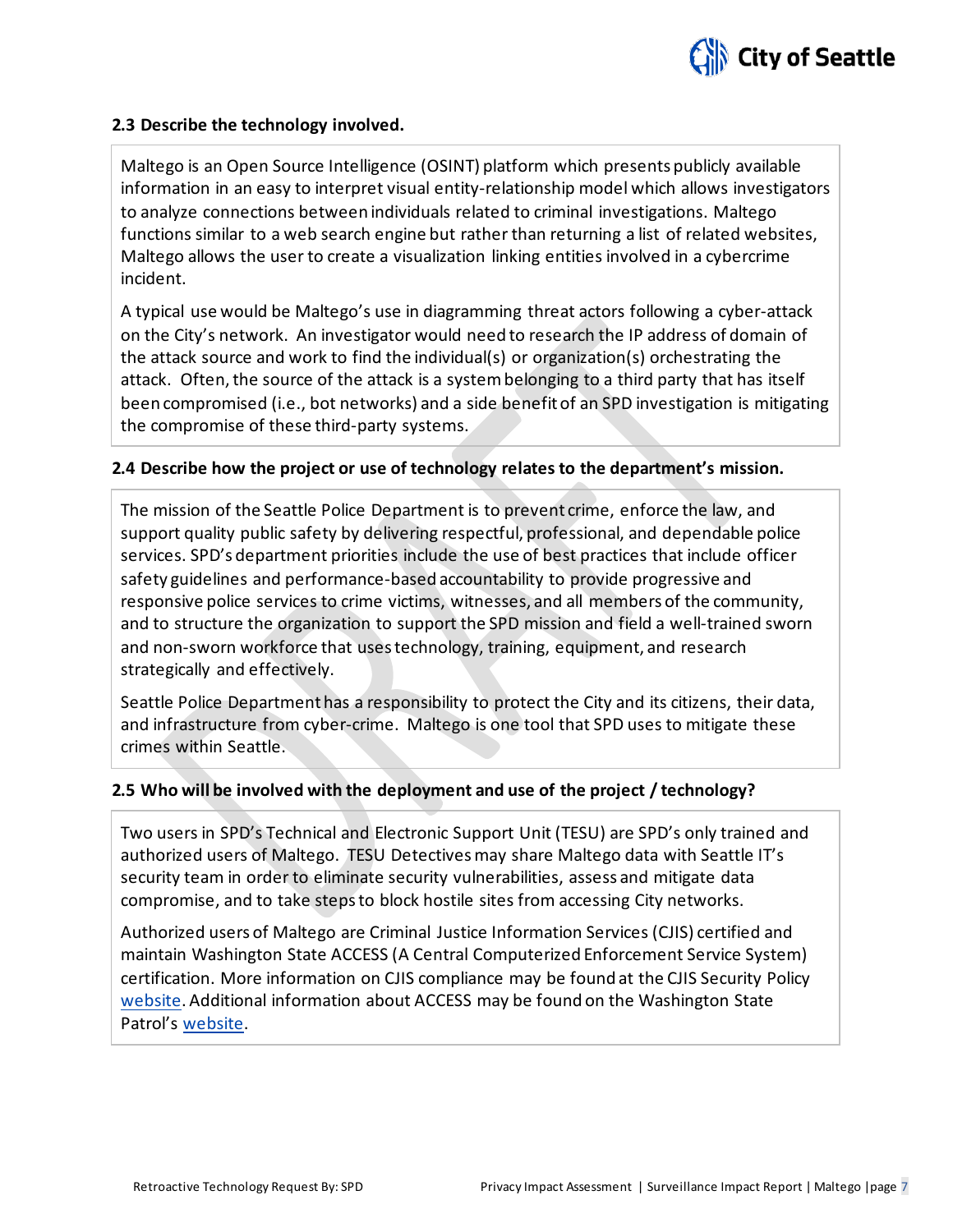### 2.3 Describe the technology involved.

Maltego is an Open Source Intelligence (OSINT) platform which presents publicly available information in an easy to interpret visual entity-relationship model which allows investigators to analyze connections between individuals related to criminal investigations. Maltego functions similar to a web search engine but rather than returning a list of related websites, Maltego allows the user to create a visualization linking entities involved in a cybercrime incident.

A typical use would be Maltego's use in diagramming threat actors following a cyber-attack on the City's network. An investigator would need to research the IP address of domain of the attack source and work to find the individual(s) or organization(s) orchestrating the attack. Often, the source of the attack is a system belonging to a third party that has itself been compromised (i.e., bot networks) and a side benefit of an SPD investigation is mitigating the compromise of these third-party systems.

### 2.4 Describe how the project or use of technology relates to the department's mission.

The mission of the Seattle Police Department is to prevent crime, enforce the law, and support quality public safety by delivering respectful, professional, and dependable police services. SPD's department priorities include the use of best practices that include officer safety guidelines and performance-based accountability to provide progressive and responsive police services to crime victims, witnesses, and all members of the community, and to structure the organization to support the SPD mission and field a well-trained sworn and non-sworn workforce that uses technology, training, equipment, and research strategically and effectively.

Seattle Police Department has a responsibility to protect the City and its citizens, their data, and infrastructure from cyber-crime. Maltego is one tool that SPD uses to mitigate these crimes within Seattle.

### 2.5 Who will be involved with the deployment and use of the project / technology?

Two users in SPD's Technical and Electronic Support Unit (TESU) are SPD's only trained and authorized users of Maltego. TESU Detectives may share Maltego data with Seattle IT's security team in order to eliminate security vulnerabilities, assess and mitigate data compromise, and to take steps to block hostile sites from accessing City networks.

Authorized users of Maltego are Criminal Justice Information Services (CJIS) certified and maintain Washington State ACCESS (A Central Computerized Enforcement Service System) certification. More information on CJIS compliance may be found at the CJIS Security Policy website. Additional information about ACCESS may be found on the Washington State Patrol's website.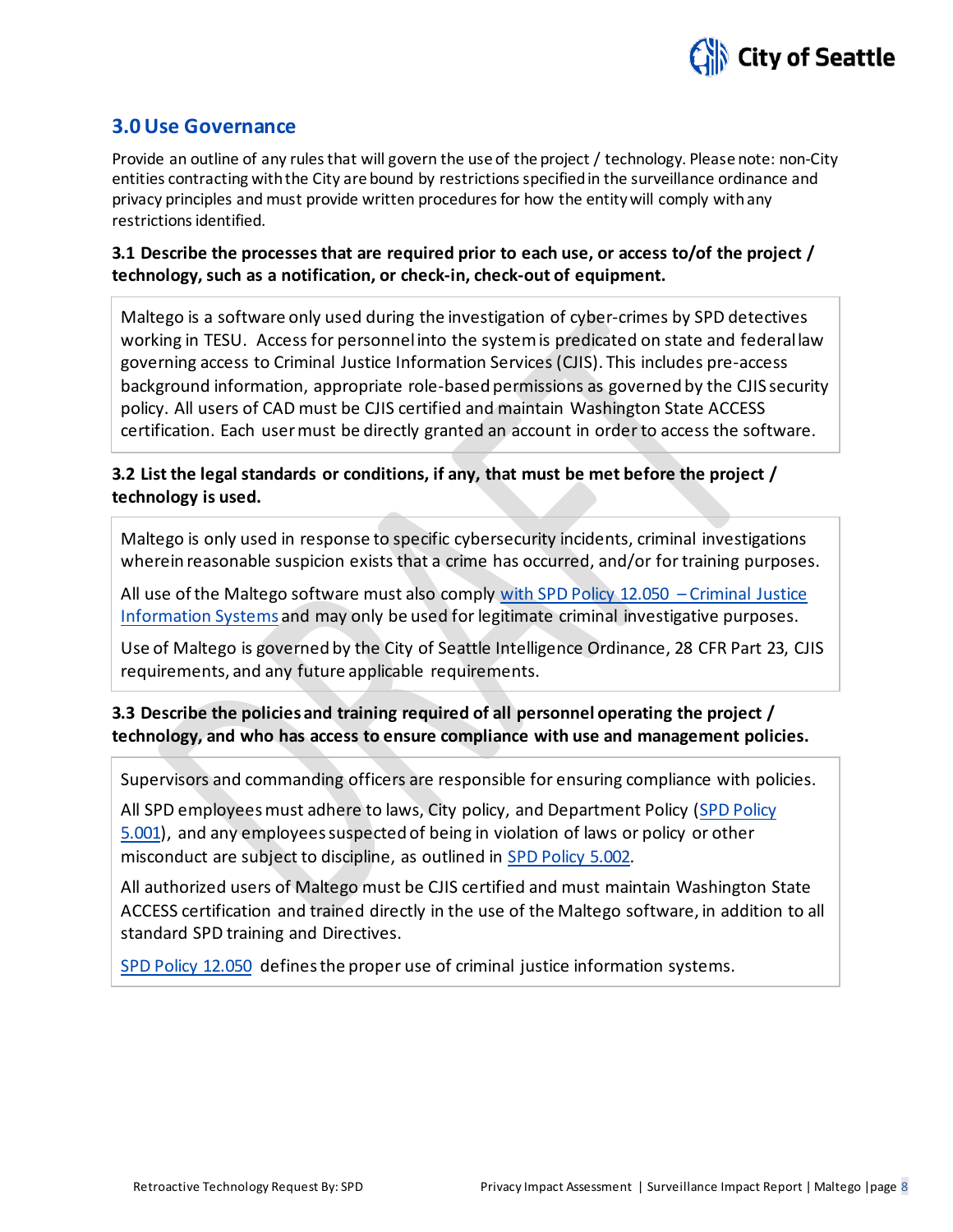## 3.0 Use Governance

Provide an outline of any rules that will govern the use of the project / technology. Please note: non-City entities contracting with the City are bound by restrictions specified in the surveillance ordinance and privacy principles and must provide written procedures for how the entity will comply with any restrictions identified.

### 3.1 Describe the processes that are required prior to each use, or access to/of the project / technology, such as a notification, or check-in, check-out of equipment.

Maltego is a software only used during the investigation of cyber-crimes by SPD detectives working in TESU. Access for personnel into the system is predicated on state and federal law governing access to Criminal Justice Information Services (CJIS). This includes pre-access background information, appropriate role-based permissions as governed by the CJIS security policy. All users of CAD must be CJIS certified and maintain Washington State ACCESS certification. Each user must be directly granted an account in order to access the software.

### 3.2 List the legal standards or conditions, if any, that must be met before the project / technology is used.

Maltego is only used in response to specific cybersecurity incidents, criminal investigations wherein reasonable suspicion exists that a crime has occurred, and/or for training purposes.

All use of the Maltego software must also comply with SPD Policy 12.050 – Criminal Justice Information Systems and may only be used for legitimate criminal investigative purposes.

Use of Maltego is governed by the City of Seattle Intelligence Ordinance, 28 CFR Part 23, CJIS requirements, and any future applicable requirements.

### 3.3 Describe the policies and training required of all personnel operating the project / technology, and who has access to ensure compliance with use and management policies.

Supervisors and commanding officers are responsible for ensuring compliance with policies.

All SPD employees must adhere to laws, City policy, and Department Policy (SPD Policy 5.001), and any employees suspected of being in violation of laws or policy or other misconduct are subject to discipline, as outlined in SPD Policy 5.002.

All authorized users of Maltego must be CJIS certified and must maintain Washington State ACCESS certification and trained directly in the use of the Maltego software, in addition to all standard SPD training and Directives.

SPD Policy 12.050 defines the proper use of criminal justice information systems.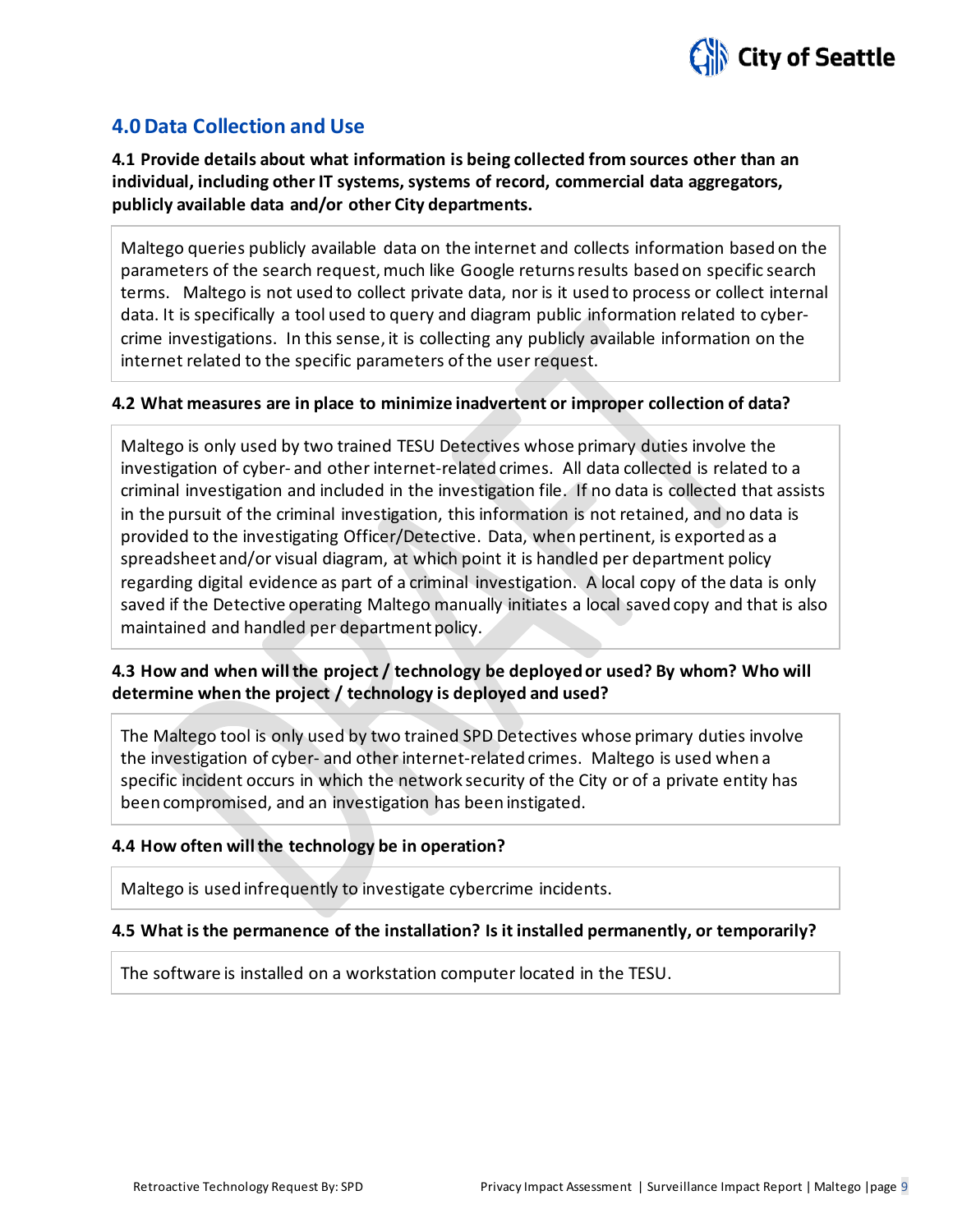## 4.0 Data Collection and Use

**4.1 Provide details about what information is being collected from sources other than an individual, including other IT systems, systems of record, commercial data aggregators, publicly available data and/or other City departments.**

Maltego queries publicly available data on the internet and collects information based on the parameters of the search request, much like Google returns results based on specific search terms. Maltego is not used to collect private data, nor is it used to process or collect internal data. It is specifically a tool used to query and diagram public information related to cyber-crime investigations. In this sense, it is collecting any publicly available information on the internet related to the specific parameters of the user request.

**4.2 What measures are in place to minimize inadvertent or improper collection of data?**

Maltego is only used by two trained TESU Detectives whose primary duties involve the investigation of cyber- and other internet-related crimes. All data collected is related to a criminal investigation and included in the investigation file. If no data is collected that assists in the pursuit of the criminal investigation, this information is not retained, and no data is provided to the investigating Officer/Detective. Data, when pertinent, is exported as a spreadsheet and/or visual diagram, at which point it is handled per department policy regarding digital evidence as part of a criminal investigation. A local copy of the data is only saved if the Detective operating Maltego manually initiates a local saved copy and that is also maintained and handled per department policy.

**4.3 How and when will the project / technology be deployed or used? By whom? Who will determine when the project / technology is deployed and used?**

The Maltego tool is only used by two trained SPD Detectives whose primary duties involve the investigation of cyber- and other internet-related crimes. Maltego is used when a specific incident occurs in which the network security of the City or of a private entity has been compromised, and an investigation has been instigated.

**4.4 How often will the technology be in operation?**

Maltego is used infrequently to investigate cybercrime incidents.

**4.5 What is the permanence of the installation? Is it installed permanently, or temporarily?**

The software is installed on a workstation computer located in the TESU.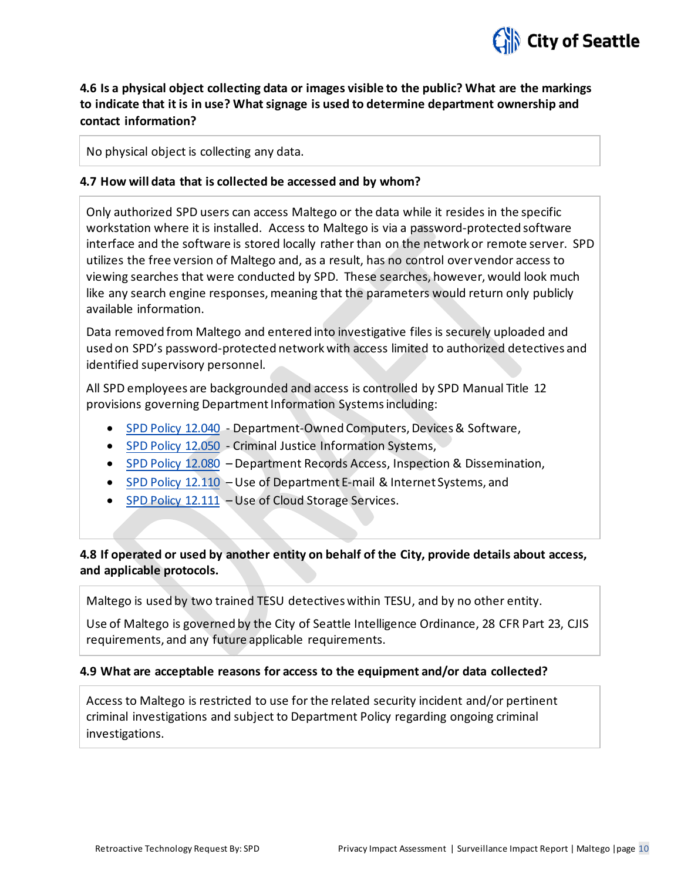**4.6 Is a physical object collecting data or images visible to the public? What are the markings to indicate that it is in use? What signage is used to determine department ownership and contact information?**

No physical object is collecting any data.

**4.7 How will data that is collected be accessed and by whom?**

Only authorized SPD users can access Maltego or the data while it resides in the specific workstation where it is installed. Access to Maltego is via a password-protected software interface and the software is stored locally rather than on the network or remote server. SPD utilizes the free version of Maltego and, as a result, has no control over vendor access to viewing searches that were conducted by SPD. These searches, however, would look much like any search engine responses, meaning that the parameters would return only publicly available information.

Data removed from Maltego and entered into investigative files is securely uploaded and used on SPD's password-protected network with access limited to authorized detectives and identified supervisory personnel.

All SPD employees are backgrounded and access is controlled by SPD Manual Title 12 provisions governing Department Information Systems including:

- SPD Policy 12.040 - Department-Owned Computers, Devices & Software,
- SPD Policy 12.050 - Criminal Justice Information Systems,
- SPD Policy 12.080 – Department Records Access, Inspection & Dissemination,
- SPD Policy 12.110 – Use of Department E-mail & Internet Systems, and
- SPD Policy 12.111 – Use of Cloud Storage Services.

**4.8 If operated or used by another entity on behalf of the City, provide details about access, and applicable protocols.**

Maltego is used by two trained TESU detectives within TESU, and by no other entity.

Use of Maltego is governed by the City of Seattle Intelligence Ordinance, 28 CFR Part 23, CJIS requirements, and any future applicable requirements.

**4.9 What are acceptable reasons for access to the equipment and/or data collected?**

Access to Maltego is restricted to use for the related security incident and/or pertinent criminal investigations and subject to Department Policy regarding ongoing criminal investigations.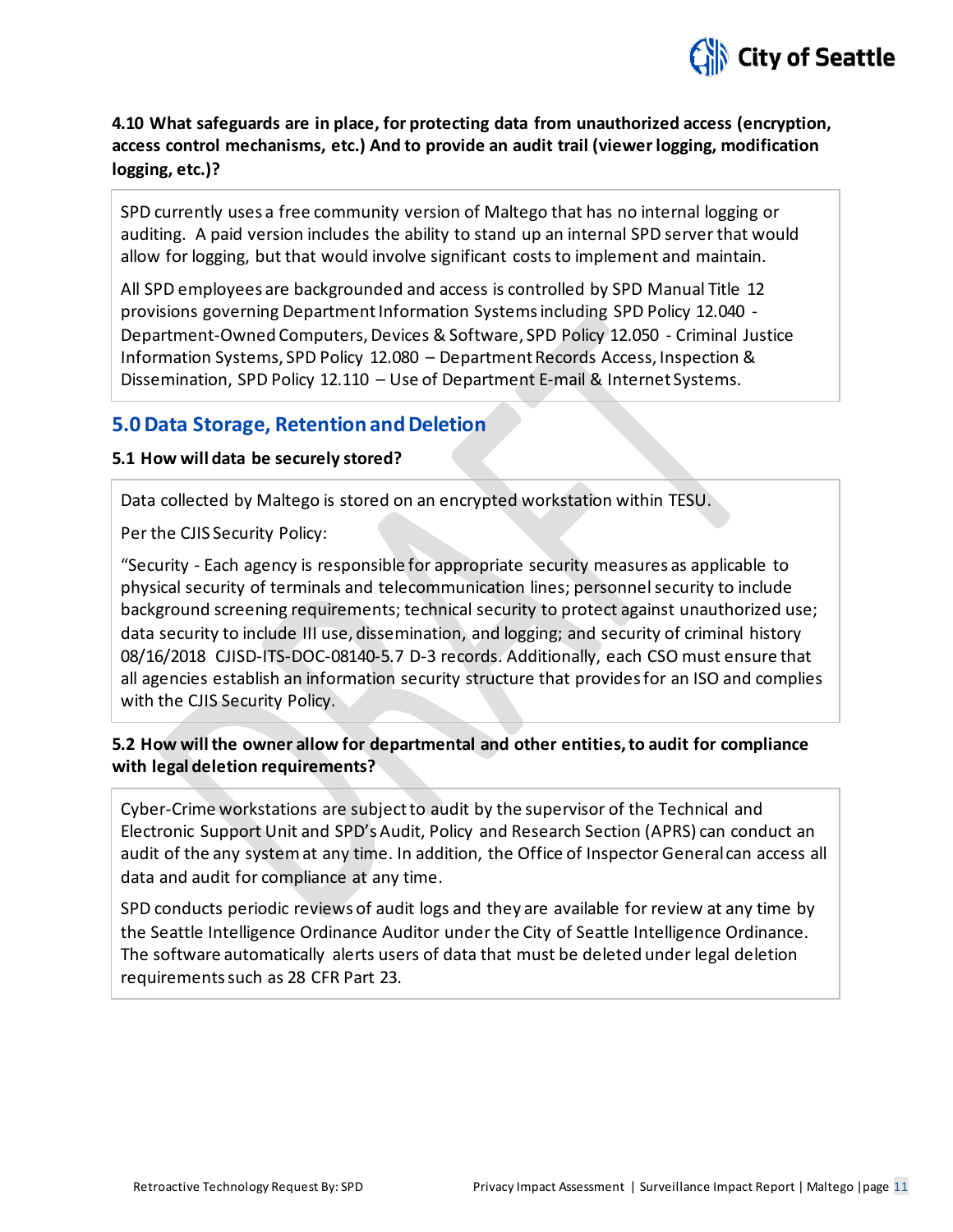**4.10 What safeguards are in place, for protecting data from unauthorized access (encryption, access control mechanisms, etc.) And to provide an audit trail (viewer logging, modification logging, etc.)?**

SPD currently uses a free community version of Maltego that has no internal logging or auditing. A paid version includes the ability to stand up an internal SPD server that would allow for logging, but that would involve significant costs to implement and maintain.

All SPD employees are backgrounded and access is controlled by SPD Manual Title 12 provisions governing Department Information Systems including SPD Policy 12.040 - Department-Owned Computers, Devices & Software, SPD Policy 12.050 - Criminal Justice Information Systems, SPD Policy 12.080 – Department Records Access, Inspection & Dissemination, SPD Policy 12.110 – Use of Department E-mail & Internet Systems.

## 5.0 Data Storage, Retention and Deletion

**5.1 How will data be securely stored?**

Data collected by Maltego is stored on an encrypted workstation within TESU.

Per the CJIS Security Policy:

"Security - Each agency is responsible for appropriate security measures as applicable to physical security of terminals and telecommunication lines; personnel security to include background screening requirements; technical security to protect against unauthorized use; data security to include III use, dissemination, and logging; and security of criminal history 08/16/2018 CJISD-ITS-DOC-08140-5.7 D-3 records. Additionally, each CSO must ensure that all agencies establish an information security structure that provides for an ISO and complies with the CJIS Security Policy.

**5.2 How will the owner allow for departmental and other entities, to audit for compliance with legal deletion requirements?**

Cyber-Crime workstations are subject to audit by the supervisor of the Technical and Electronic Support Unit and SPD's Audit, Policy and Research Section (APRS) can conduct an audit of the any system at any time. In addition, the Office of Inspector General can access all data and audit for compliance at any time.

SPD conducts periodic reviews of audit logs and they are available for review at any time by the Seattle Intelligence Ordinance Auditor under the City of Seattle Intelligence Ordinance. The software automatically alerts users of data that must be deleted under legal deletion requirements such as 28 CFR Part 23.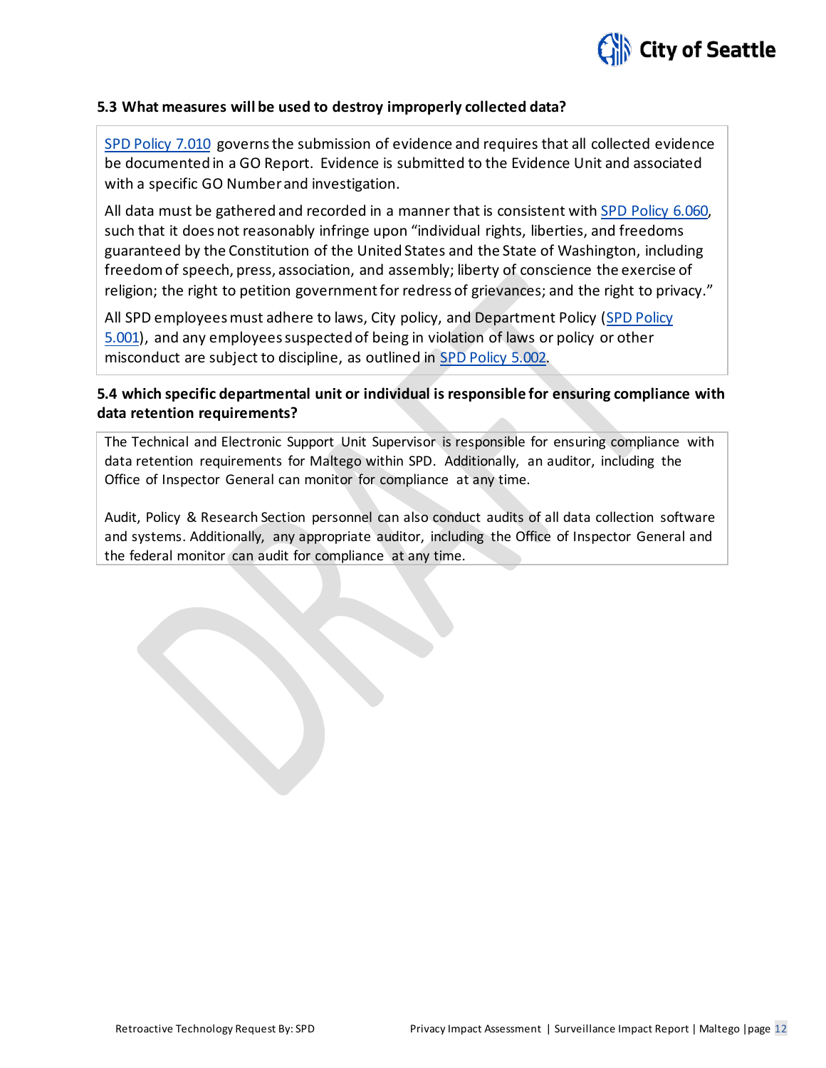### 5.3 What measures will be used to destroy improperly collected data?

[SPD Policy 7.010](#) governs the submission of evidence and requires that all collected evidence be documented in a GO Report. Evidence is submitted to the Evidence Unit and associated with a specific GO Number and investigation.

All data must be gathered and recorded in a manner that is consistent with [SPD Policy 6.060](#), such that it does not reasonably infringe upon "individual rights, liberties, and freedoms guaranteed by the Constitution of the United States and the State of Washington, including freedom of speech, press, association, and assembly; liberty of conscience the exercise of religion; the right to petition government for redress of grievances; and the right to privacy."

All SPD employees must adhere to laws, City policy, and Department Policy ([SPD Policy 5.001](#)), and any employees suspected of being in violation of laws or policy or other misconduct are subject to discipline, as outlined in [SPD Policy 5.002](#).

### 5.4 which specific departmental unit or individual is responsible for ensuring compliance with data retention requirements?

The Technical and Electronic Support Unit Supervisor is responsible for ensuring compliance with data retention requirements for Maltego within SPD. Additionally, an auditor, including the Office of Inspector General can monitor for compliance at any time.

Audit, Policy & Research Section personnel can also conduct audits of all data collection software and systems. Additionally, any appropriate auditor, including the Office of Inspector General and the federal monitor can audit for compliance at any time.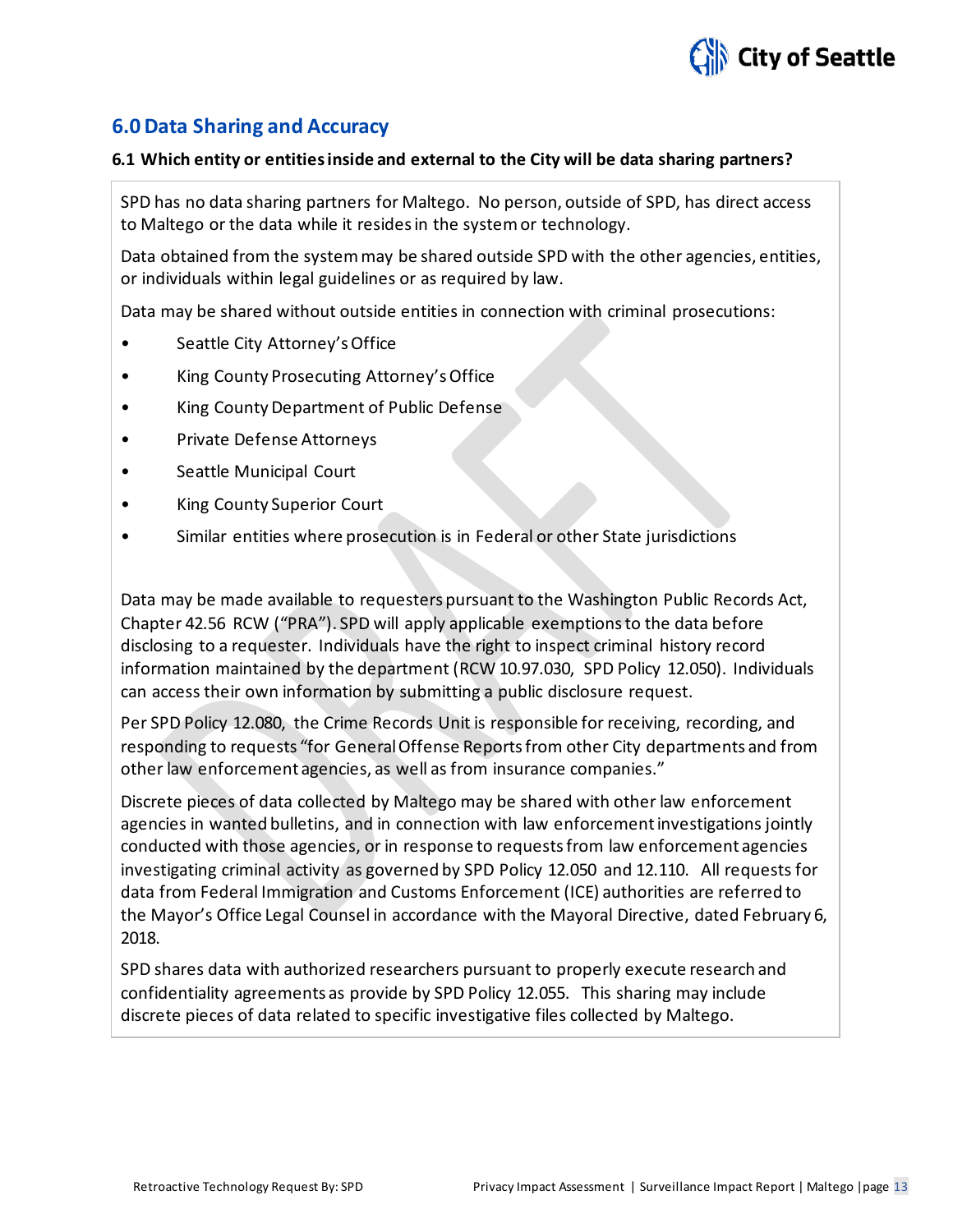## 6.0 Data Sharing and Accuracy

**6.1 Which entity or entities inside and external to the City will be data sharing partners?**

SPD has no data sharing partners for Maltego. No person, outside of SPD, has direct access to Maltego or the data while it resides in the system or technology.

Data obtained from the system may be shared outside SPD with the other agencies, entities, or individuals within legal guidelines or as required by law.

Data may be shared without outside entities in connection with criminal prosecutions:

- Seattle City Attorney's Office
- King County Prosecuting Attorney's Office
- King County Department of Public Defense
- Private Defense Attorneys
- Seattle Municipal Court
- King County Superior Court
- Similar entities where prosecution is in Federal or other State jurisdictions

Data may be made available to requesters pursuant to the Washington Public Records Act, Chapter 42.56 RCW ("PRA"). SPD will apply applicable exemptions to the data before disclosing to a requester. Individuals have the right to inspect criminal history record information maintained by the department (RCW 10.97.030, SPD Policy 12.050). Individuals can access their own information by submitting a public disclosure request.

Per SPD Policy 12.080, the Crime Records Unit is responsible for receiving, recording, and responding to requests "for General Offense Reports from other City departments and from other law enforcement agencies, as well as from insurance companies."

Discrete pieces of data collected by Maltego may be shared with other law enforcement agencies in wanted bulletins, and in connection with law enforcement investigations jointly conducted with those agencies, or in response to requests from law enforcement agencies investigating criminal activity as governed by SPD Policy 12.050 and 12.110. All requests for data from Federal Immigration and Customs Enforcement (ICE) authorities are referred to the Mayor's Office Legal Counsel in accordance with the Mayoral Directive, dated February 6, 2018.

SPD shares data with authorized researchers pursuant to properly execute research and confidentiality agreements as provide by SPD Policy 12.055. This sharing may include discrete pieces of data related to specific investigative files collected by Maltego.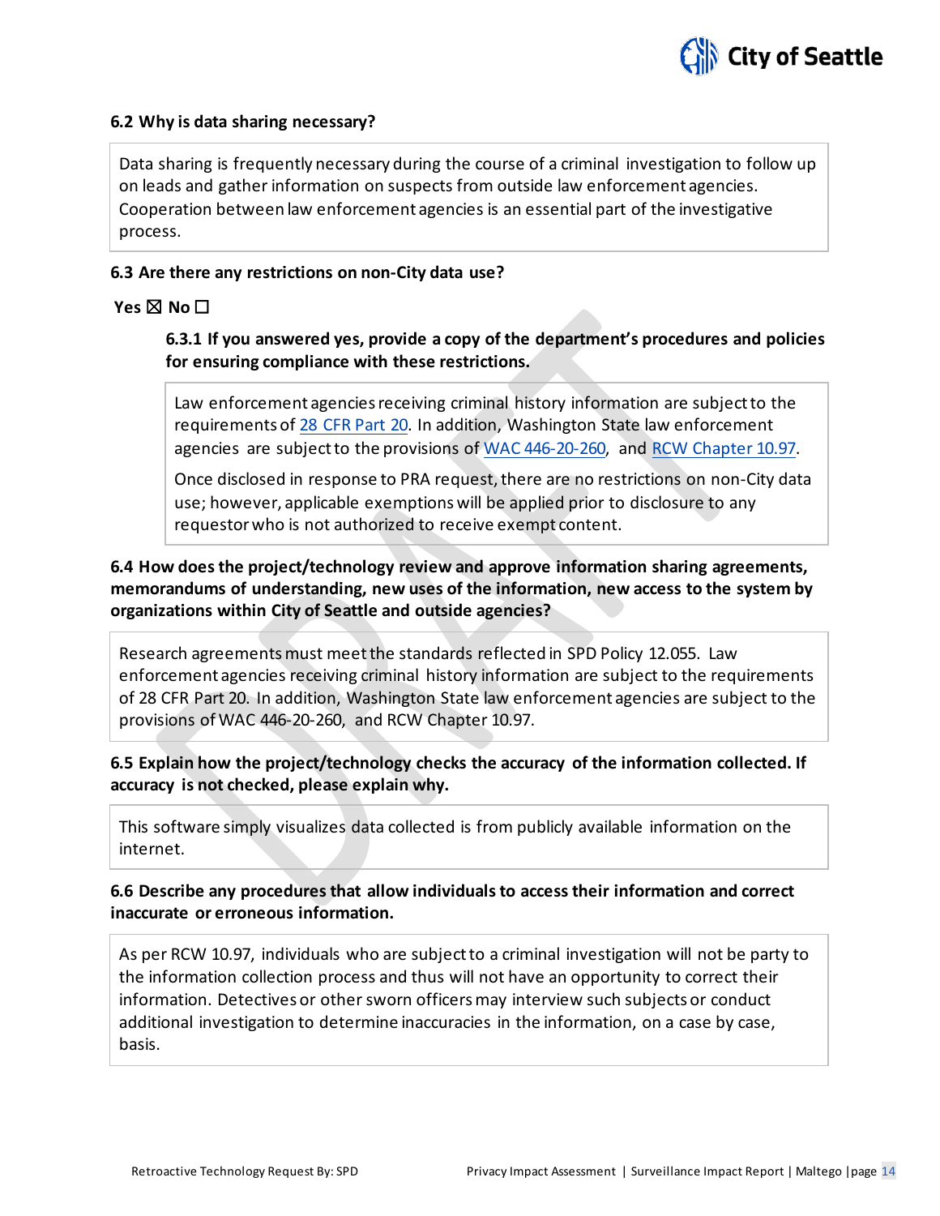### 6.2 Why is data sharing necessary?

Data sharing is frequently necessary during the course of a criminal investigation to follow up on leads and gather information on suspects from outside law enforcement agencies. Cooperation between law enforcement agencies is an essential part of the investigative process.

### 6.3 Are there any restrictions on non-City data use?

**Yes ☒ No ☐**

#### 6.3.1 If you answered yes, provide a copy of the department's procedures and policies for ensuring compliance with these restrictions.

Law enforcement agencies receiving criminal history information are subject to the requirements of [28 CFR Part 20](). In addition, Washington State law enforcement agencies are subject to the provisions of [WAC 446-20-260](), and [RCW Chapter 10.97]().

Once disclosed in response to PRA request, there are no restrictions on non-City data use; however, applicable exemptions will be applied prior to disclosure to any requestor who is not authorized to receive exempt content.

### 6.4 How does the project/technology review and approve information sharing agreements, memorandums of understanding, new uses of the information, new access to the system by organizations within City of Seattle and outside agencies?

Research agreements must meet the standards reflected in SPD Policy 12.055. Law enforcement agencies receiving criminal history information are subject to the requirements of 28 CFR Part 20. In addition, Washington State law enforcement agencies are subject to the provisions of WAC 446-20-260, and RCW Chapter 10.97.

### 6.5 Explain how the project/technology checks the accuracy of the information collected. If accuracy is not checked, please explain why.

This software simply visualizes data collected is from publicly available information on the internet.

### 6.6 Describe any procedures that allow individuals to access their information and correct inaccurate or erroneous information.

As per RCW 10.97, individuals who are subject to a criminal investigation will not be party to the information collection process and thus will not have an opportunity to correct their information. Detectives or other sworn officers may interview such subjects or conduct additional investigation to determine inaccuracies in the information, on a case by case, basis.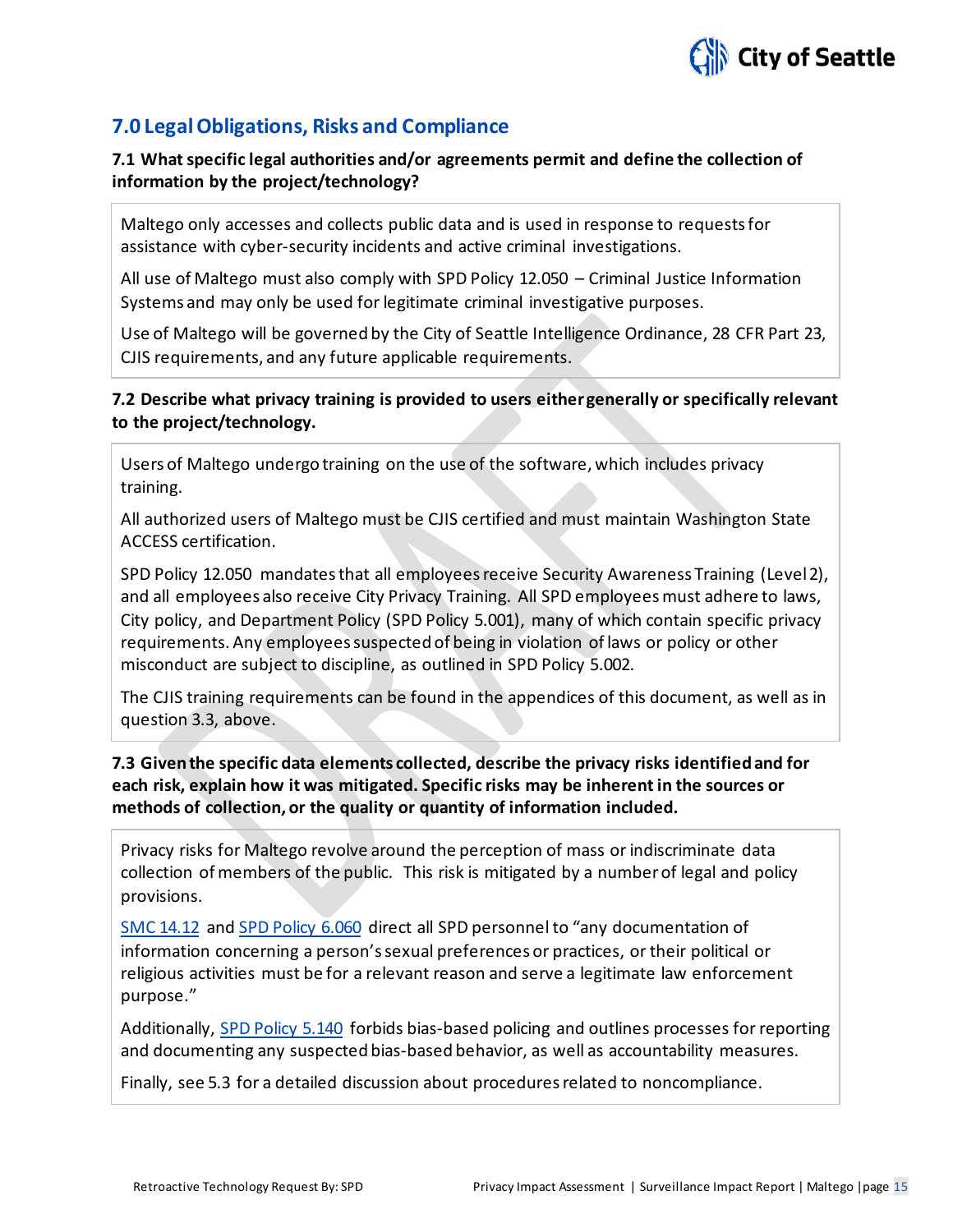## 7.0 Legal Obligations, Risks and Compliance

**7.1 What specific legal authorities and/or agreements permit and define the collection of information by the project/technology?**

Maltego only accesses and collects public data and is used in response to requests for assistance with cyber-security incidents and active criminal investigations.

All use of Maltego must also comply with SPD Policy 12.050 – Criminal Justice Information Systems and may only be used for legitimate criminal investigative purposes.

Use of Maltego will be governed by the City of Seattle Intelligence Ordinance, 28 CFR Part 23, CJIS requirements, and any future applicable requirements.

**7.2 Describe what privacy training is provided to users either generally or specifically relevant to the project/technology.**

Users of Maltego undergo training on the use of the software, which includes privacy training.

All authorized users of Maltego must be CJIS certified and must maintain Washington State ACCESS certification.

SPD Policy 12.050 mandates that all employees receive Security Awareness Training (Level 2), and all employees also receive City Privacy Training. All SPD employees must adhere to laws, City policy, and Department Policy (SPD Policy 5.001), many of which contain specific privacy requirements. Any employees suspected of being in violation of laws or policy or other misconduct are subject to discipline, as outlined in SPD Policy 5.002.

The CJIS training requirements can be found in the appendices of this document, as well as in question 3.3, above.

**7.3 Given the specific data elements collected, describe the privacy risks identified and for each risk, explain how it was mitigated. Specific risks may be inherent in the sources or methods of collection, or the quality or quantity of information included.**

Privacy risks for Maltego revolve around the perception of mass or indiscriminate data collection of members of the public. This risk is mitigated by a number of legal and policy provisions.

SMC 14.12 and SPD Policy 6.060 direct all SPD personnel to "any documentation of information concerning a person's sexual preferences or practices, or their political or religious activities must be for a relevant reason and serve a legitimate law enforcement purpose."

Additionally, SPD Policy 5.140 forbids bias-based policing and outlines processes for reporting and documenting any suspected bias-based behavior, as well as accountability measures.

Finally, see 5.3 for a detailed discussion about procedures related to noncompliance.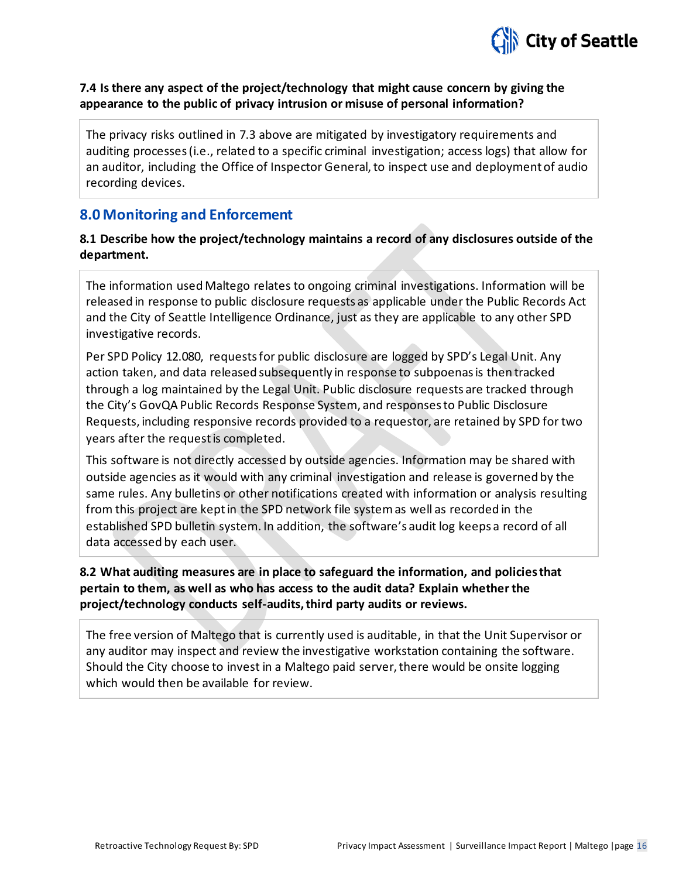**7.4 Is there any aspect of the project/technology that might cause concern by giving the appearance to the public of privacy intrusion or misuse of personal information?**

The privacy risks outlined in 7.3 above are mitigated by investigatory requirements and auditing processes (i.e., related to a specific criminal investigation; access logs) that allow for an auditor, including the Office of Inspector General, to inspect use and deployment of audio recording devices.

## 8.0 Monitoring and Enforcement

**8.1 Describe how the project/technology maintains a record of any disclosures outside of the department.**

The information used Maltego relates to ongoing criminal investigations. Information will be released in response to public disclosure requests as applicable under the Public Records Act and the City of Seattle Intelligence Ordinance, just as they are applicable to any other SPD investigative records.

Per SPD Policy 12.080, requests for public disclosure are logged by SPD's Legal Unit. Any action taken, and data released subsequently in response to subpoenas is then tracked through a log maintained by the Legal Unit. Public disclosure requests are tracked through the City's GovQA Public Records Response System, and responses to Public Disclosure Requests, including responsive records provided to a requestor, are retained by SPD for two years after the request is completed.

This software is not directly accessed by outside agencies. Information may be shared with outside agencies as it would with any criminal investigation and release is governed by the same rules. Any bulletins or other notifications created with information or analysis resulting from this project are kept in the SPD network file system as well as recorded in the established SPD bulletin system. In addition, the software's audit log keeps a record of all data accessed by each user.

**8.2 What auditing measures are in place to safeguard the information, and policies that pertain to them, as well as who has access to the audit data? Explain whether the project/technology conducts self-audits, third party audits or reviews.**

The free version of Maltego that is currently used is auditable, in that the Unit Supervisor or any auditor may inspect and review the investigative workstation containing the software. Should the City choose to invest in a Maltego paid server, there would be onsite logging which would then be available for review.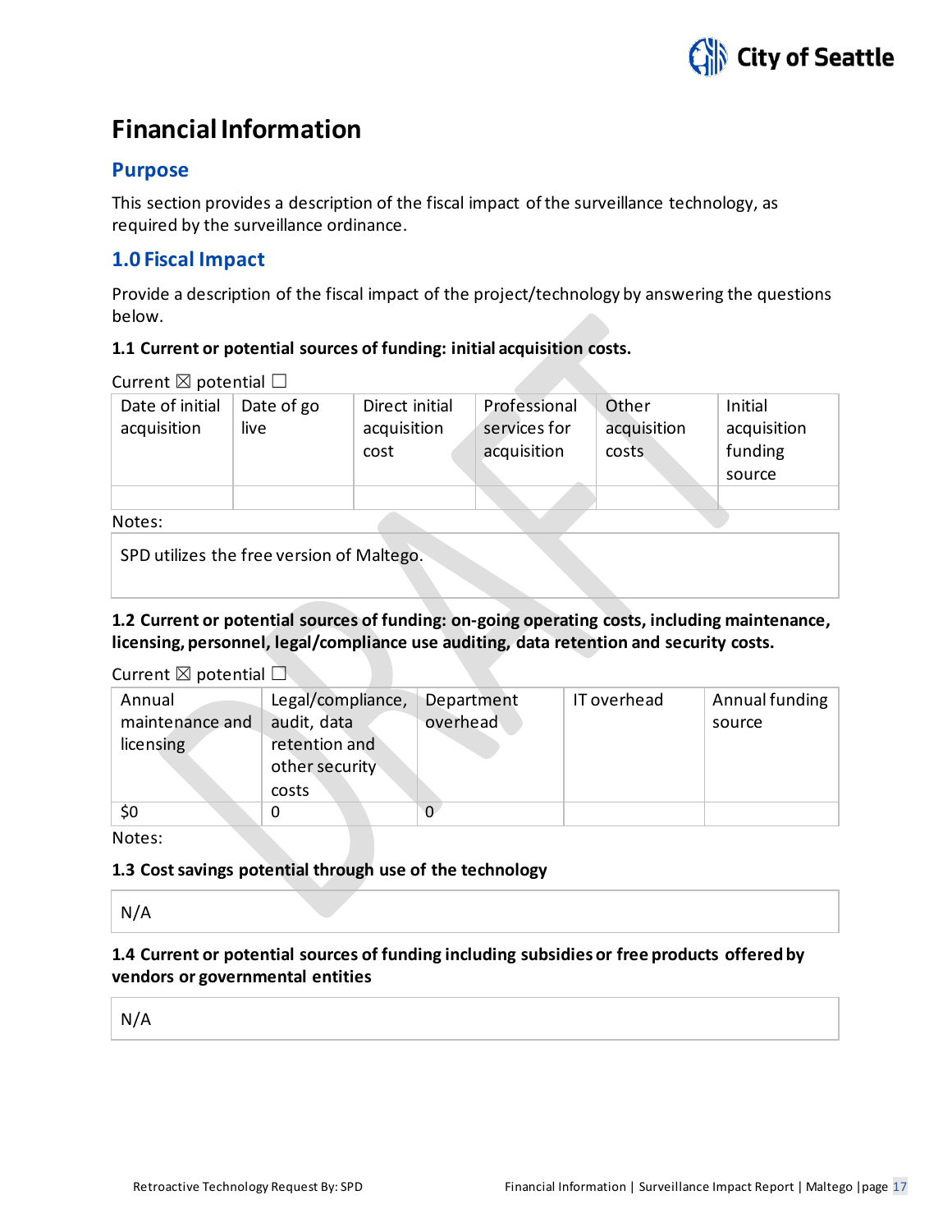# Financial Information

## Purpose

This section provides a description of the fiscal impact of the surveillance technology, as required by the surveillance ordinance.

## 1.0 Fiscal Impact

Provide a description of the fiscal impact of the project/technology by answering the questions below.

**1.1 Current or potential sources of funding: initial acquisition costs.**

Current ☒ potential ☐

| Date of initial acquisition | Date of go live | Direct initial acquisition cost | Professional services for acquisition | Other acquisition costs | Initial acquisition funding source |
|---|---|---|---|---|---|
| | | | | | |

Notes:

SPD utilizes the free version of Maltego.

**1.2 Current or potential sources of funding: on-going operating costs, including maintenance, licensing, personnel, legal/compliance use auditing, data retention and security costs.**

Current ☒ potential ☐

| Annual maintenance and licensing | Legal/compliance, audit, data retention and other security costs | Department overhead | IT overhead | Annual funding source |
|---|---|---|---|---|
| $0 | 0 | 0 | | |

Notes:

**1.3 Cost savings potential through use of the technology**

N/A

**1.4 Current or potential sources of funding including subsidies or free products offered by vendors or governmental entities**

N/A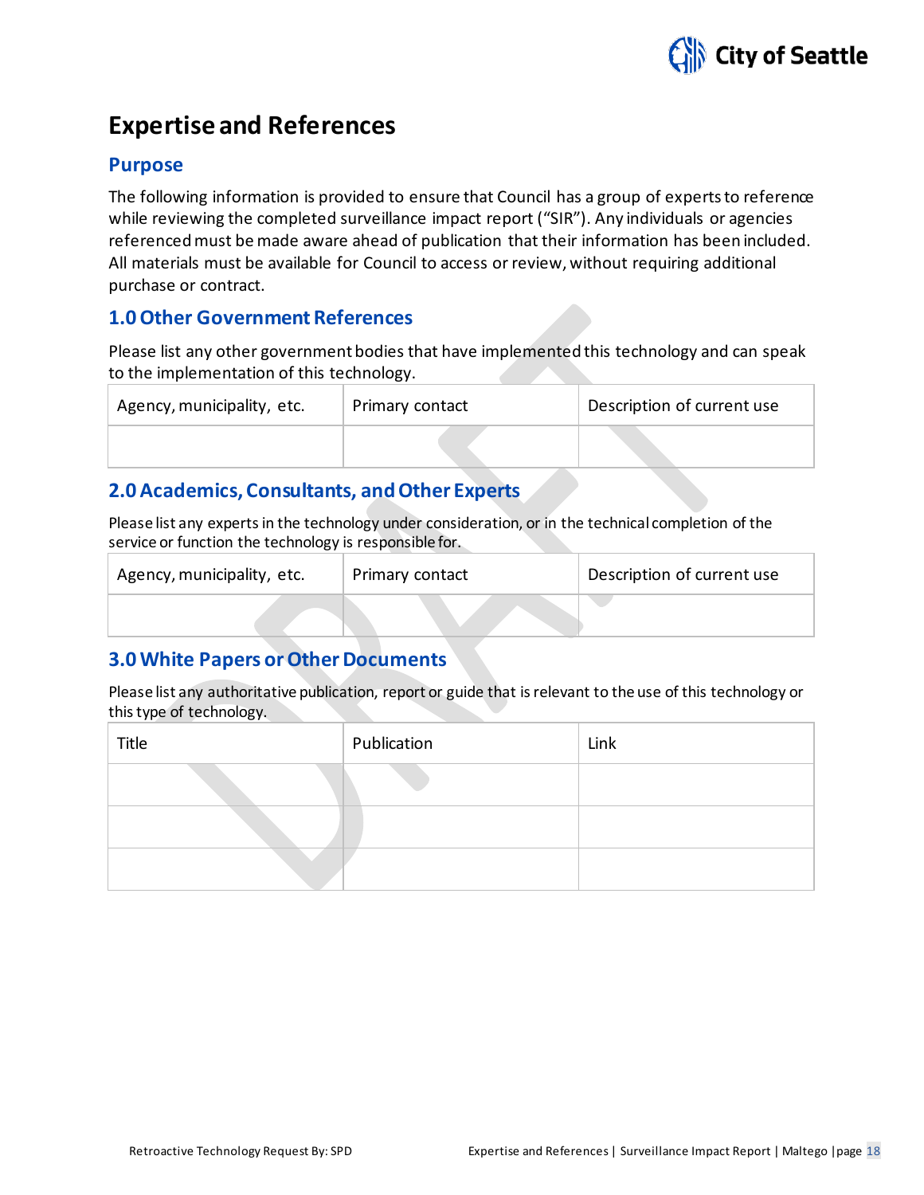# Expertise and References

## Purpose

The following information is provided to ensure that Council has a group of experts to reference while reviewing the completed surveillance impact report ("SIR"). Any individuals or agencies referenced must be made aware ahead of publication that their information has been included. All materials must be available for Council to access or review, without requiring additional purchase or contract.

## 1.0 Other Government References

Please list any other government bodies that have implemented this technology and can speak to the implementation of this technology.

| Agency, municipality, etc. | Primary contact | Description of current use |
|---|---|---|
| | | |

## 2.0 Academics, Consultants, and Other Experts

Please list any experts in the technology under consideration, or in the technical completion of the service or function the technology is responsible for.

| Agency, municipality, etc. | Primary contact | Description of current use |
|---|---|---|
| | | |

## 3.0 White Papers or Other Documents

Please list any authoritative publication, report or guide that is relevant to the use of this technology or this type of technology.

| Title | Publication | Link |
|---|---|---|
| | | |
| | | |
| | | |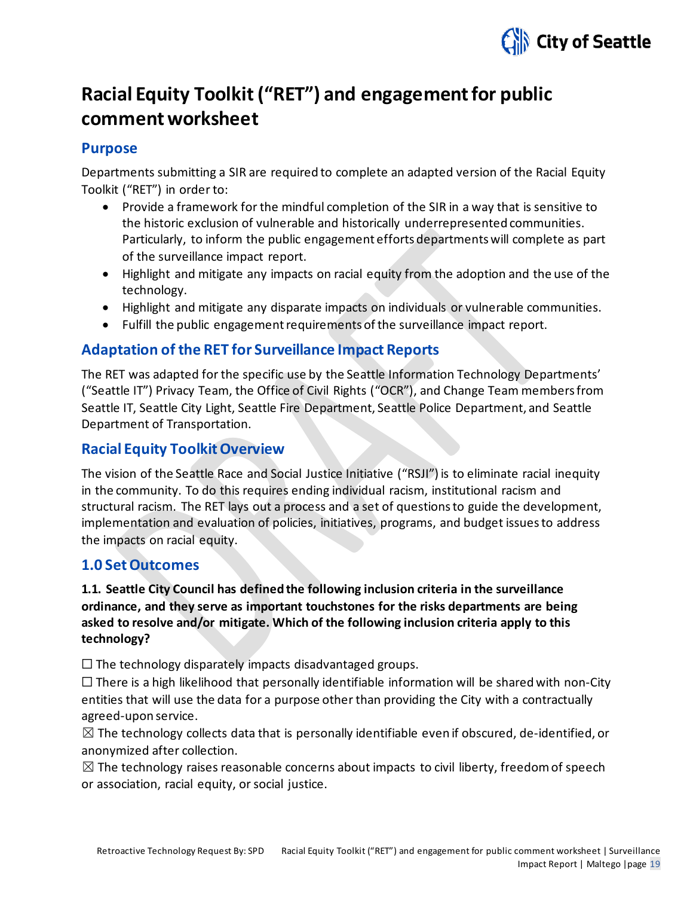# Racial Equity Toolkit ("RET") and engagement for public comment worksheet

## Purpose

Departments submitting a SIR are required to complete an adapted version of the Racial Equity Toolkit ("RET") in order to:

- Provide a framework for the mindful completion of the SIR in a way that is sensitive to the historic exclusion of vulnerable and historically underrepresented communities. Particularly, to inform the public engagement efforts departments will complete as part of the surveillance impact report.
- Highlight and mitigate any impacts on racial equity from the adoption and the use of the technology.
- Highlight and mitigate any disparate impacts on individuals or vulnerable communities.
- Fulfill the public engagement requirements of the surveillance impact report.

## Adaptation of the RET for Surveillance Impact Reports

The RET was adapted for the specific use by the Seattle Information Technology Departments' ("Seattle IT") Privacy Team, the Office of Civil Rights ("OCR"), and Change Team members from Seattle IT, Seattle City Light, Seattle Fire Department, Seattle Police Department, and Seattle Department of Transportation.

## Racial Equity Toolkit Overview

The vision of the Seattle Race and Social Justice Initiative ("RSJI") is to eliminate racial inequity in the community. To do this requires ending individual racism, institutional racism and structural racism. The RET lays out a process and a set of questions to guide the development, implementation and evaluation of policies, initiatives, programs, and budget issues to address the impacts on racial equity.

## 1.0 Set Outcomes

**1.1. Seattle City Council has defined the following inclusion criteria in the surveillance ordinance, and they serve as important touchstones for the risks departments are being asked to resolve and/or mitigate. Which of the following inclusion criteria apply to this technology?**

☐ The technology disparately impacts disadvantaged groups.

☐ There is a high likelihood that personally identifiable information will be shared with non-City entities that will use the data for a purpose other than providing the City with a contractually agreed-upon service.

☒ The technology collects data that is personally identifiable even if obscured, de-identified, or anonymized after collection.

☒ The technology raises reasonable concerns about impacts to civil liberty, freedom of speech or association, racial equity, or social justice.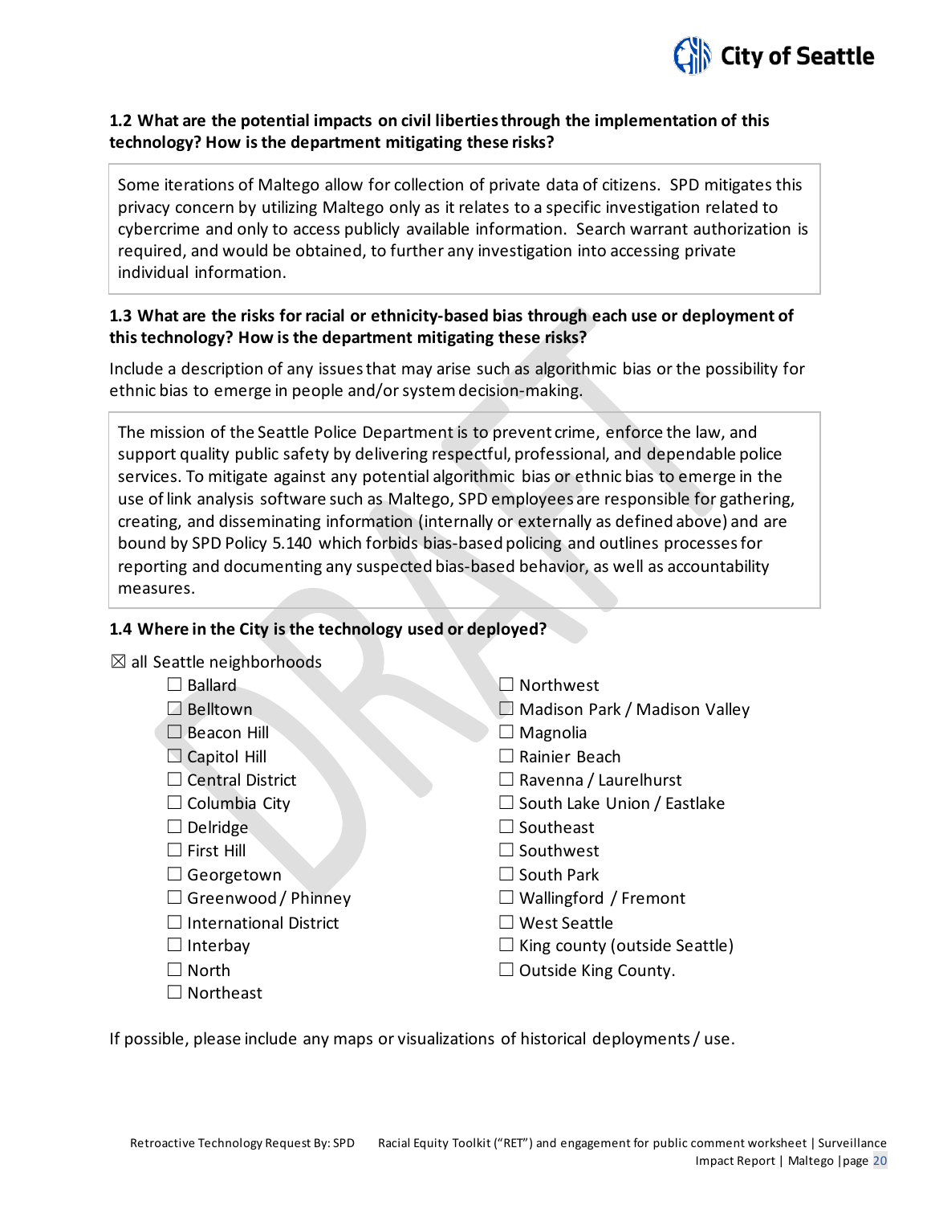### 1.2 What are the potential impacts on civil liberties through the implementation of this technology? How is the department mitigating these risks?

Some iterations of Maltego allow for collection of private data of citizens. SPD mitigates this privacy concern by utilizing Maltego only as it relates to a specific investigation related to cybercrime and only to access publicly available information. Search warrant authorization is required, and would be obtained, to further any investigation into accessing private individual information.

### 1.3 What are the risks for racial or ethnicity-based bias through each use or deployment of this technology? How is the department mitigating these risks?

Include a description of any issues that may arise such as algorithmic bias or the possibility for ethnic bias to emerge in people and/or system decision-making.

The mission of the Seattle Police Department is to prevent crime, enforce the law, and support quality public safety by delivering respectful, professional, and dependable police services. To mitigate against any potential algorithmic bias or ethnic bias to emerge in the use of link analysis software such as Maltego, SPD employees are responsible for gathering, creating, and disseminating information (internally or externally as defined above) and are bound by SPD Policy 5.140 which forbids bias-based policing and outlines processes for reporting and documenting any suspected bias-based behavior, as well as accountability measures.

### 1.4 Where in the City is the technology used or deployed?

☒ all Seattle neighborhoods

- ☐ Ballard
- ☐ Belltown
- ☐ Beacon Hill
- ☐ Capitol Hill
- ☐ Central District
- ☐ Columbia City
- ☐ Delridge
- ☐ First Hill
- ☐ Georgetown
- ☐ Greenwood / Phinney
- ☐ International District
- ☐ Interbay
- ☐ North
- ☐ Northeast
- ☐ Northwest
- ☐ Madison Park / Madison Valley
- ☐ Magnolia
- ☐ Rainier Beach
- ☐ Ravenna / Laurelhurst
- ☐ South Lake Union / Eastlake
- ☐ Southeast
- ☐ Southwest
- ☐ South Park
- ☐ Wallingford / Fremont
- ☐ West Seattle
- ☐ King county (outside Seattle)
- ☐ Outside King County.

If possible, please include any maps or visualizations of historical deployments / use.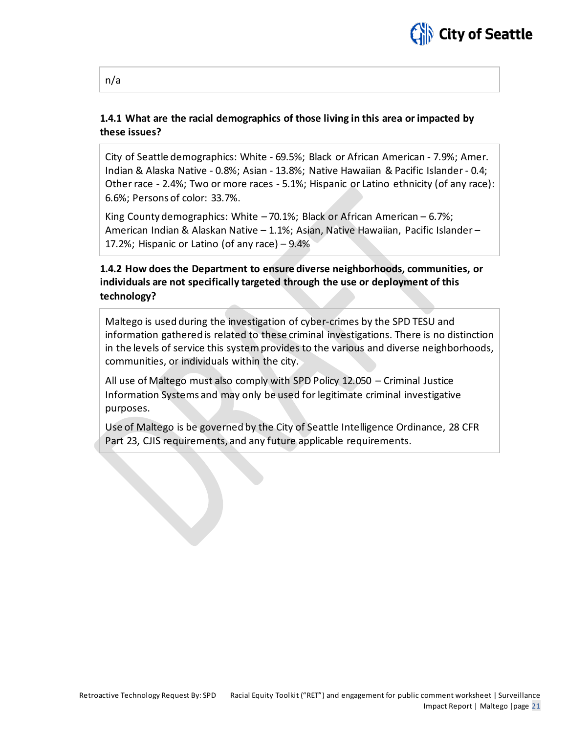n/a

### 1.4.1 What are the racial demographics of those living in this area or impacted by these issues?

City of Seattle demographics: White - 69.5%; Black or African American - 7.9%; Amer. Indian & Alaska Native - 0.8%; Asian - 13.8%; Native Hawaiian & Pacific Islander - 0.4; Other race - 2.4%; Two or more races - 5.1%; Hispanic or Latino ethnicity (of any race): 6.6%; Persons of color: 33.7%.

King County demographics: White – 70.1%; Black or African American – 6.7%; American Indian & Alaskan Native – 1.1%; Asian, Native Hawaiian, Pacific Islander – 17.2%; Hispanic or Latino (of any race) – 9.4%

### 1.4.2 How does the Department to ensure diverse neighborhoods, communities, or individuals are not specifically targeted through the use or deployment of this technology?

Maltego is used during the investigation of cyber-crimes by the SPD TESU and information gathered is related to these criminal investigations. There is no distinction in the levels of service this system provides to the various and diverse neighborhoods, communities, or individuals within the city.

All use of Maltego must also comply with SPD Policy 12.050 – Criminal Justice Information Systems and may only be used for legitimate criminal investigative purposes.

Use of Maltego is be governed by the City of Seattle Intelligence Ordinance, 28 CFR Part 23, CJIS requirements, and any future applicable requirements.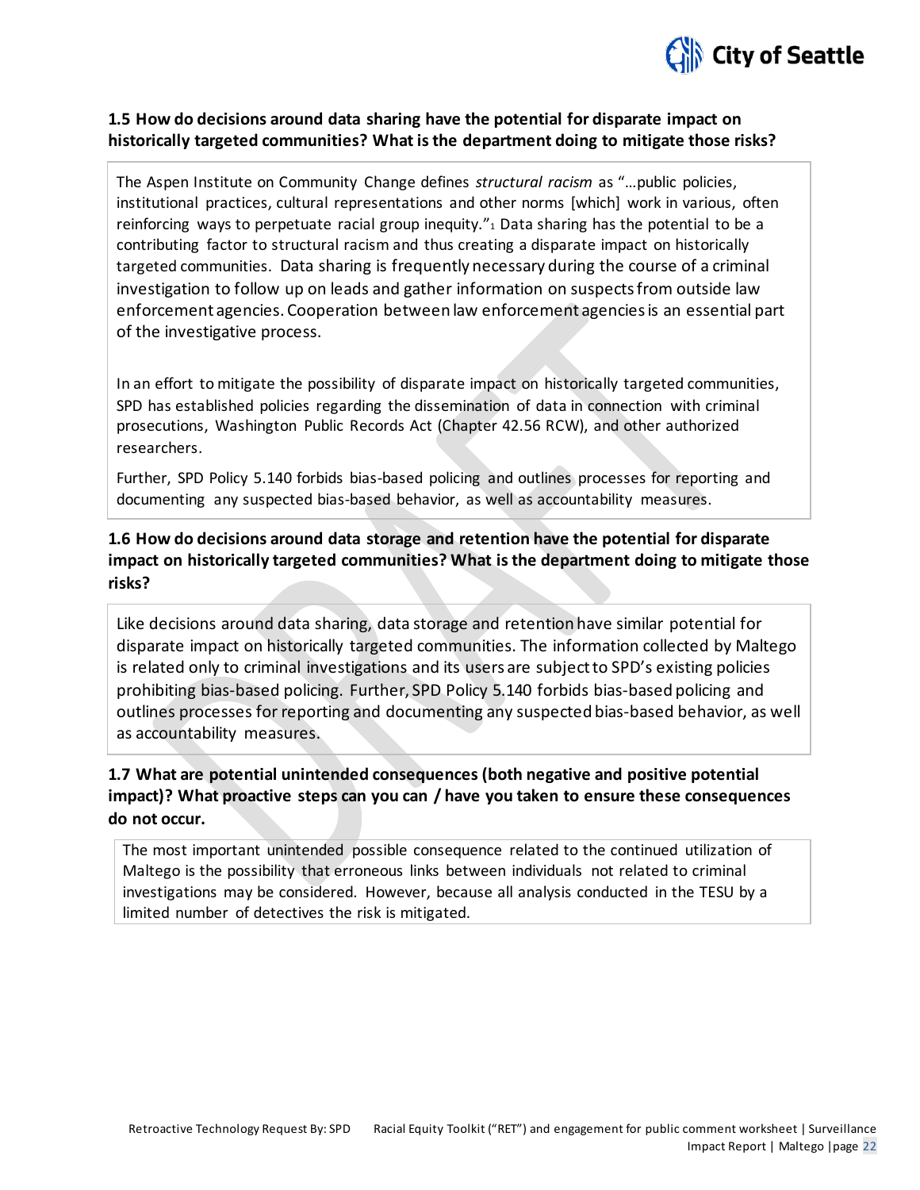### 1.5 How do decisions around data sharing have the potential for disparate impact on historically targeted communities? What is the department doing to mitigate those risks?

The Aspen Institute on Community Change defines *structural racism* as "…public policies, institutional practices, cultural representations and other norms [which] work in various, often reinforcing ways to perpetuate racial group inequity."[1] Data sharing has the potential to be a contributing factor to structural racism and thus creating a disparate impact on historically targeted communities. Data sharing is frequently necessary during the course of a criminal investigation to follow up on leads and gather information on suspects from outside law enforcement agencies. Cooperation between law enforcement agencies is an essential part of the investigative process.

In an effort to mitigate the possibility of disparate impact on historically targeted communities, SPD has established policies regarding the dissemination of data in connection with criminal prosecutions, Washington Public Records Act (Chapter 42.56 RCW), and other authorized researchers.

Further, SPD Policy 5.140 forbids bias-based policing and outlines processes for reporting and documenting any suspected bias-based behavior, as well as accountability measures.

### 1.6 How do decisions around data storage and retention have the potential for disparate impact on historically targeted communities? What is the department doing to mitigate those risks?

Like decisions around data sharing, data storage and retention have similar potential for disparate impact on historically targeted communities. The information collected by Maltego is related only to criminal investigations and its users are subject to SPD's existing policies prohibiting bias-based policing. Further, SPD Policy 5.140 forbids bias-based policing and outlines processes for reporting and documenting any suspected bias-based behavior, as well as accountability measures.

### 1.7 What are potential unintended consequences (both negative and positive potential impact)? What proactive steps can you can / have you taken to ensure these consequences do not occur.

The most important unintended possible consequence related to the continued utilization of Maltego is the possibility that erroneous links between individuals not related to criminal investigations may be considered. However, because all analysis conducted in the TESU by a limited number of detectives the risk is mitigated.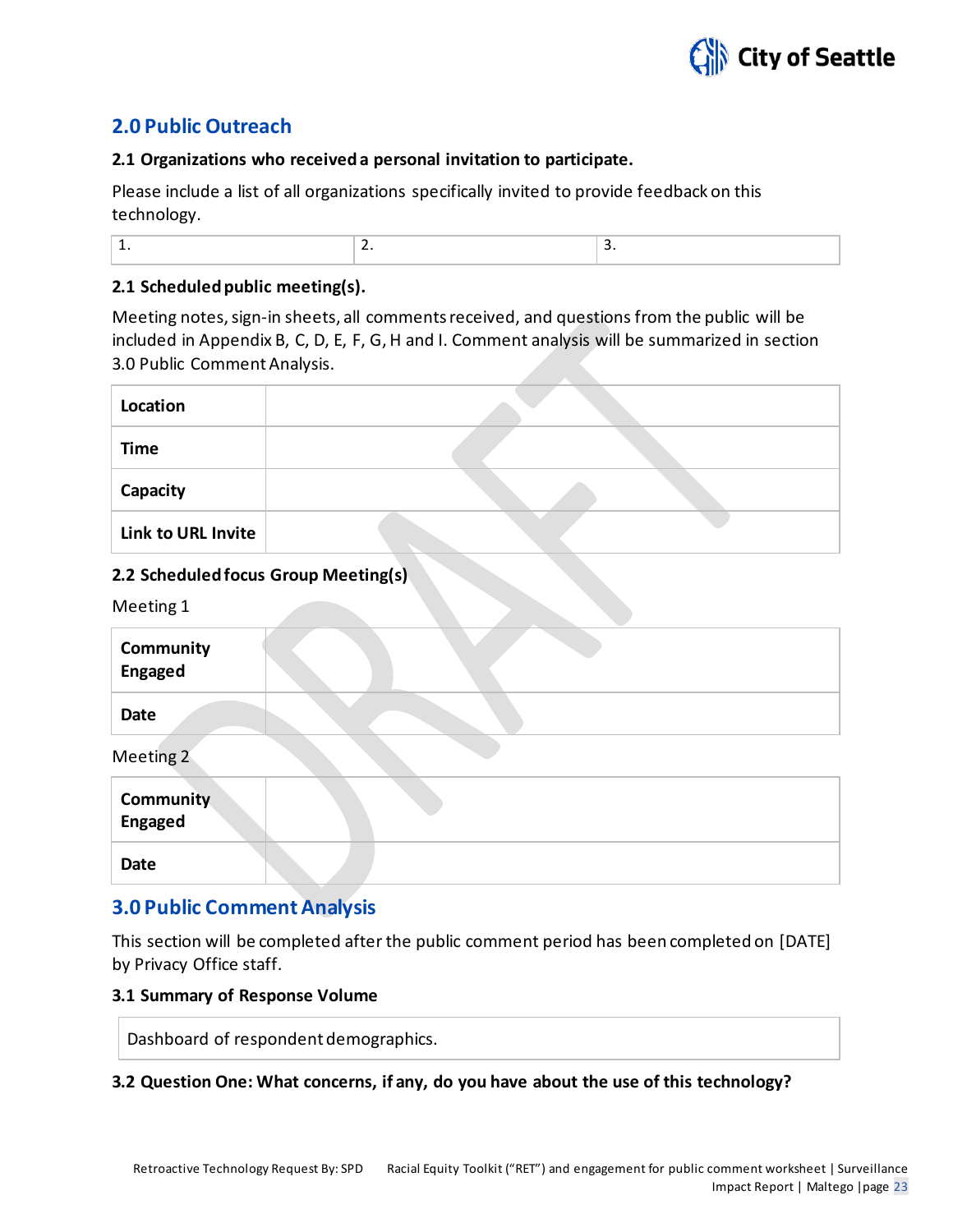## 2.0 Public Outreach

### 2.1 Organizations who received a personal invitation to participate.

Please include a list of all organizations specifically invited to provide feedback on this technology.

| 1. | 2. | 3. |
|---|---|---|

### 2.1 Scheduled public meeting(s).

Meeting notes, sign-in sheets, all comments received, and questions from the public will be included in Appendix B, C, D, E, F, G, H and I. Comment analysis will be summarized in section 3.0 Public Comment Analysis.

| | |
|---|---|
| **Location** | |
| **Time** | |
| **Capacity** | |
| **Link to URL Invite** | |

### 2.2 Scheduled focus Group Meeting(s)

Meeting 1

| | |
|---|---|
| **Community Engaged** | |
| **Date** | |

Meeting 2

| | |
|---|---|
| **Community Engaged** | |
| **Date** | |

## 3.0 Public Comment Analysis

This section will be completed after the public comment period has been completed on [DATE] by Privacy Office staff.

### 3.1 Summary of Response Volume

| Dashboard of respondent demographics. |
|---|

### 3.2 Question One: What concerns, if any, do you have about the use of this technology?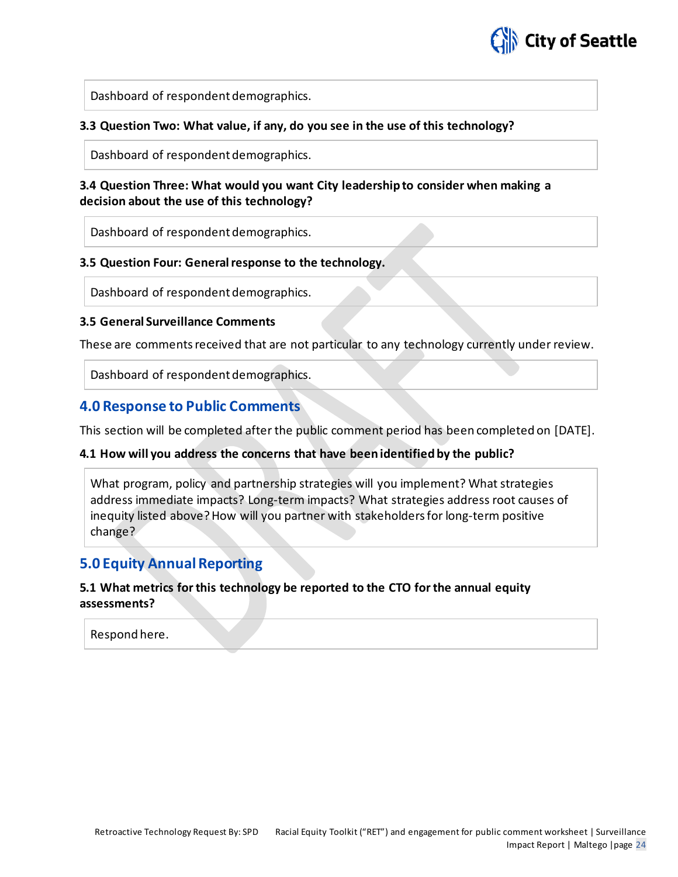Dashboard of respondent demographics.

### 3.3 Question Two: What value, if any, do you see in the use of this technology?

Dashboard of respondent demographics.

### 3.4 Question Three: What would you want City leadership to consider when making a decision about the use of this technology?

Dashboard of respondent demographics.

### 3.5 Question Four: General response to the technology.

Dashboard of respondent demographics.

### 3.5 General Surveillance Comments

These are comments received that are not particular to any technology currently under review.

Dashboard of respondent demographics.

## 4.0 Response to Public Comments

This section will be completed after the public comment period has been completed on [DATE].

### 4.1 How will you address the concerns that have been identified by the public?

What program, policy and partnership strategies will you implement? What strategies address immediate impacts? Long-term impacts? What strategies address root causes of inequity listed above? How will you partner with stakeholders for long-term positive change?

## 5.0 Equity Annual Reporting

### 5.1 What metrics for this technology be reported to the CTO for the annual equity assessments?

Respond here.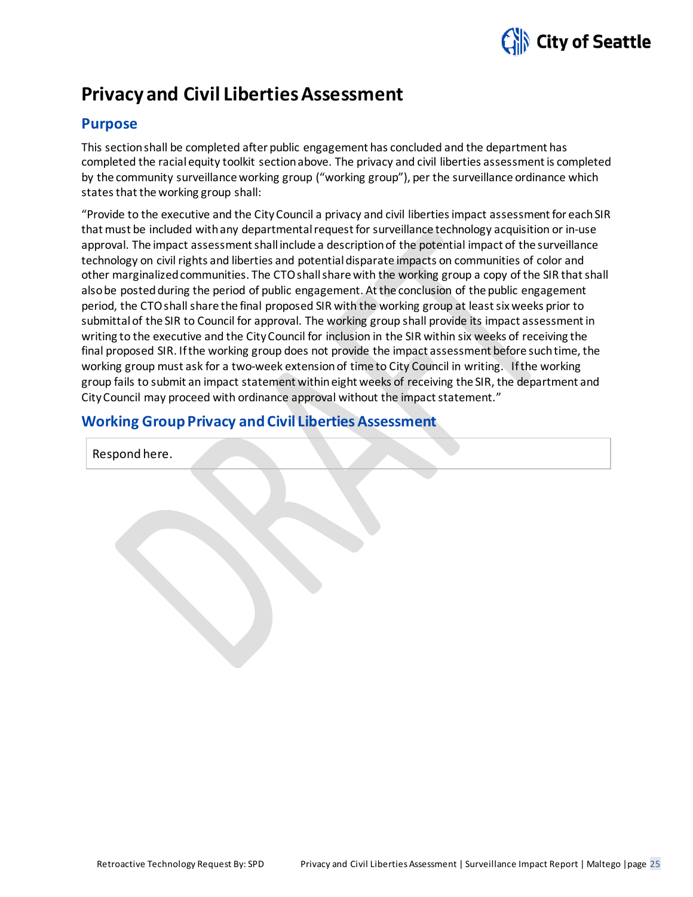# Privacy and Civil Liberties Assessment

## Purpose

This section shall be completed after public engagement has concluded and the department has completed the racial equity toolkit section above. The privacy and civil liberties assessment is completed by the community surveillance working group ("working group"), per the surveillance ordinance which states that the working group shall:

"Provide to the executive and the City Council a privacy and civil liberties impact assessment for each SIR that must be included with any departmental request for surveillance technology acquisition or in-use approval. The impact assessment shall include a description of the potential impact of the surveillance technology on civil rights and liberties and potential disparate impacts on communities of color and other marginalized communities. The CTO shall share with the working group a copy of the SIR that shall also be posted during the period of public engagement. At the conclusion of the public engagement period, the CTO shall share the final proposed SIR with the working group at least six weeks prior to submittal of the SIR to Council for approval. The working group shall provide its impact assessment in writing to the executive and the City Council for inclusion in the SIR within six weeks of receiving the final proposed SIR. If the working group does not provide the impact assessment before such time, the working group must ask for a two-week extension of time to City Council in writing. If the working group fails to submit an impact statement within eight weeks of receiving the SIR, the department and City Council may proceed with ordinance approval without the impact statement."

## Working Group Privacy and Civil Liberties Assessment

| Respond here. |
|---|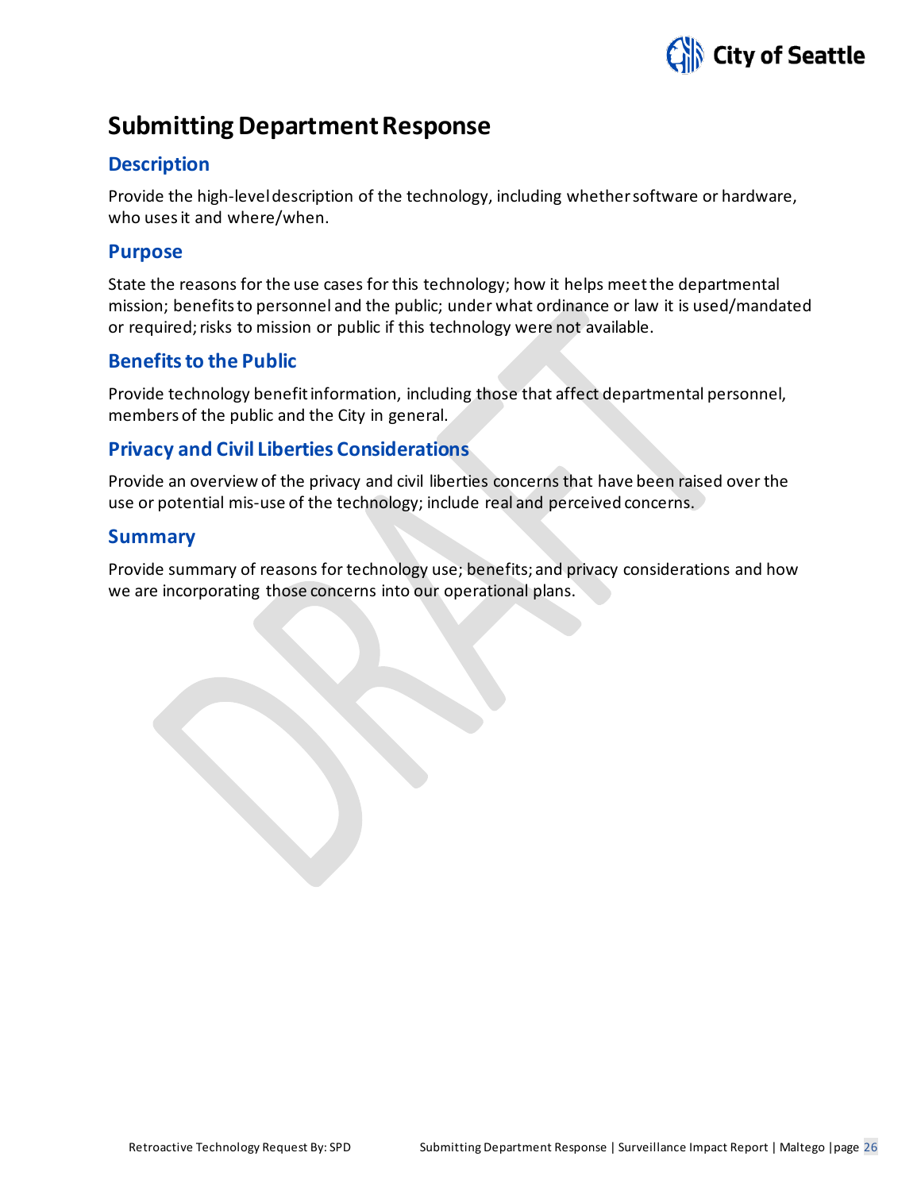# Submitting Department Response

## Description

Provide the high-level description of the technology, including whether software or hardware, who uses it and where/when.

## Purpose

State the reasons for the use cases for this technology; how it helps meet the departmental mission; benefits to personnel and the public; under what ordinance or law it is used/mandated or required; risks to mission or public if this technology were not available.

## Benefits to the Public

Provide technology benefit information, including those that affect departmental personnel, members of the public and the City in general.

## Privacy and Civil Liberties Considerations

Provide an overview of the privacy and civil liberties concerns that have been raised over the use or potential mis-use of the technology; include real and perceived concerns.

## Summary

Provide summary of reasons for technology use; benefits; and privacy considerations and how we are incorporating those concerns into our operational plans.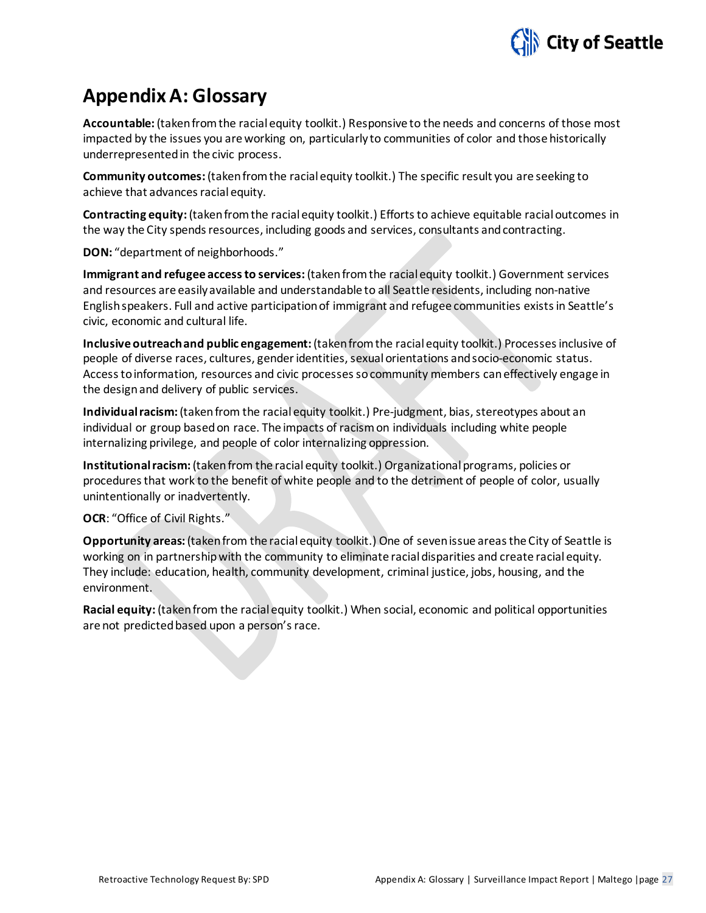# Appendix A: Glossary

**Accountable:** (taken from the racial equity toolkit.) Responsive to the needs and concerns of those most impacted by the issues you are working on, particularly to communities of color and those historically underrepresented in the civic process.

**Community outcomes:** (taken from the racial equity toolkit.) The specific result you are seeking to achieve that advances racial equity.

**Contracting equity:** (taken from the racial equity toolkit.) Efforts to achieve equitable racial outcomes in the way the City spends resources, including goods and services, consultants and contracting.

**DON:** "department of neighborhoods."

**Immigrant and refugee access to services:** (taken from the racial equity toolkit.) Government services and resources are easily available and understandable to all Seattle residents, including non-native English speakers. Full and active participation of immigrant and refugee communities exists in Seattle's civic, economic and cultural life.

**Inclusive outreach and public engagement:** (taken from the racial equity toolkit.) Processes inclusive of people of diverse races, cultures, gender identities, sexual orientations and socio-economic status. Access to information, resources and civic processes so community members can effectively engage in the design and delivery of public services.

**Individual racism:** (taken from the racial equity toolkit.) Pre-judgment, bias, stereotypes about an individual or group based on race. The impacts of racism on individuals including white people internalizing privilege, and people of color internalizing oppression.

**Institutional racism:** (taken from the racial equity toolkit.) Organizational programs, policies or procedures that work to the benefit of white people and to the detriment of people of color, usually unintentionally or inadvertently.

**OCR**: "Office of Civil Rights."

**Opportunity areas:** (taken from the racial equity toolkit.) One of seven issue areas the City of Seattle is working on in partnership with the community to eliminate racial disparities and create racial equity. They include: education, health, community development, criminal justice, jobs, housing, and the environment.

**Racial equity:** (taken from the racial equity toolkit.) When social, economic and political opportunities are not predicted based upon a person's race.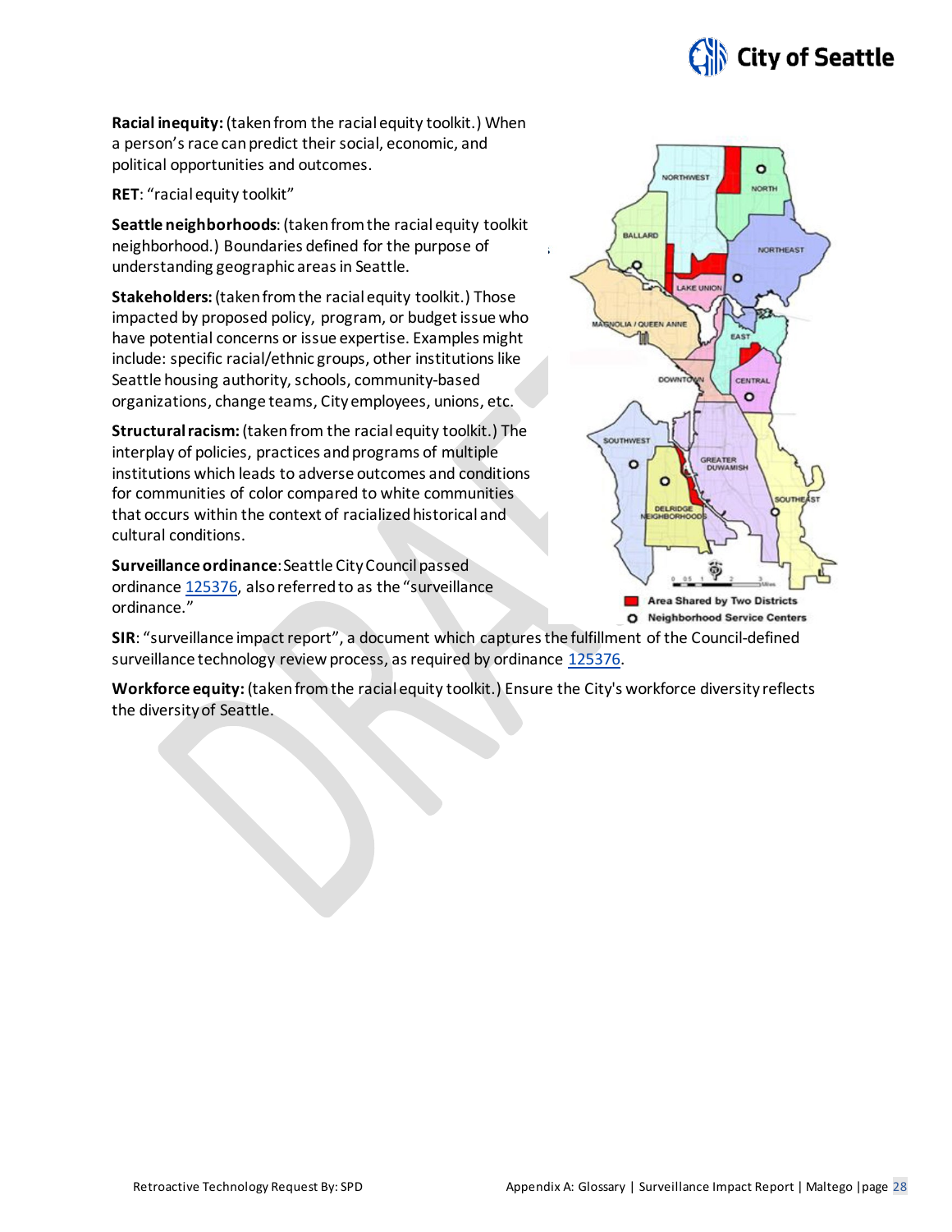**Racial inequity:** (taken from the racial equity toolkit.) When a person's race can predict their social, economic, and political opportunities and outcomes.

**RET**: "racial equity toolkit"

**Seattle neighborhoods**: (taken from the racial equity toolkit neighborhood.) Boundaries defined for the purpose of understanding geographic areas in Seattle.

**Stakeholders:** (taken from the racial equity toolkit.) Those impacted by proposed policy, program, or budget issue who have potential concerns or issue expertise. Examples might include: specific racial/ethnic groups, other institutions like Seattle housing authority, schools, community-based organizations, change teams, City employees, unions, etc.

**Structural racism:** (taken from the racial equity toolkit.) The interplay of policies, practices and programs of multiple institutions which leads to adverse outcomes and conditions for communities of color compared to white communities that occurs within the context of racialized historical and cultural conditions.

**Surveillance ordinance**: Seattle City Council passed ordinance 125376, also referred to as the "surveillance ordinance."

NORTHWEST
NORTH
BALLARD
NORTHEAST
LAKE UNION
MAGNOLIA / QUEEN ANNE
EAST
DOWNTOWN
CENTRAL
SOUTHWEST
GREATER DUWAMISH
DELRIDGE NEIGHBORHOODS
SOUTHEAST
Area Shared by Two Districts
Neighborhood Service Centers

**SIR**: "surveillance impact report", a document which captures the fulfillment of the Council-defined surveillance technology review process, as required by ordinance 125376.

**Workforce equity:** (taken from the racial equity toolkit.) Ensure the City's workforce diversity reflects the diversity of Seattle.